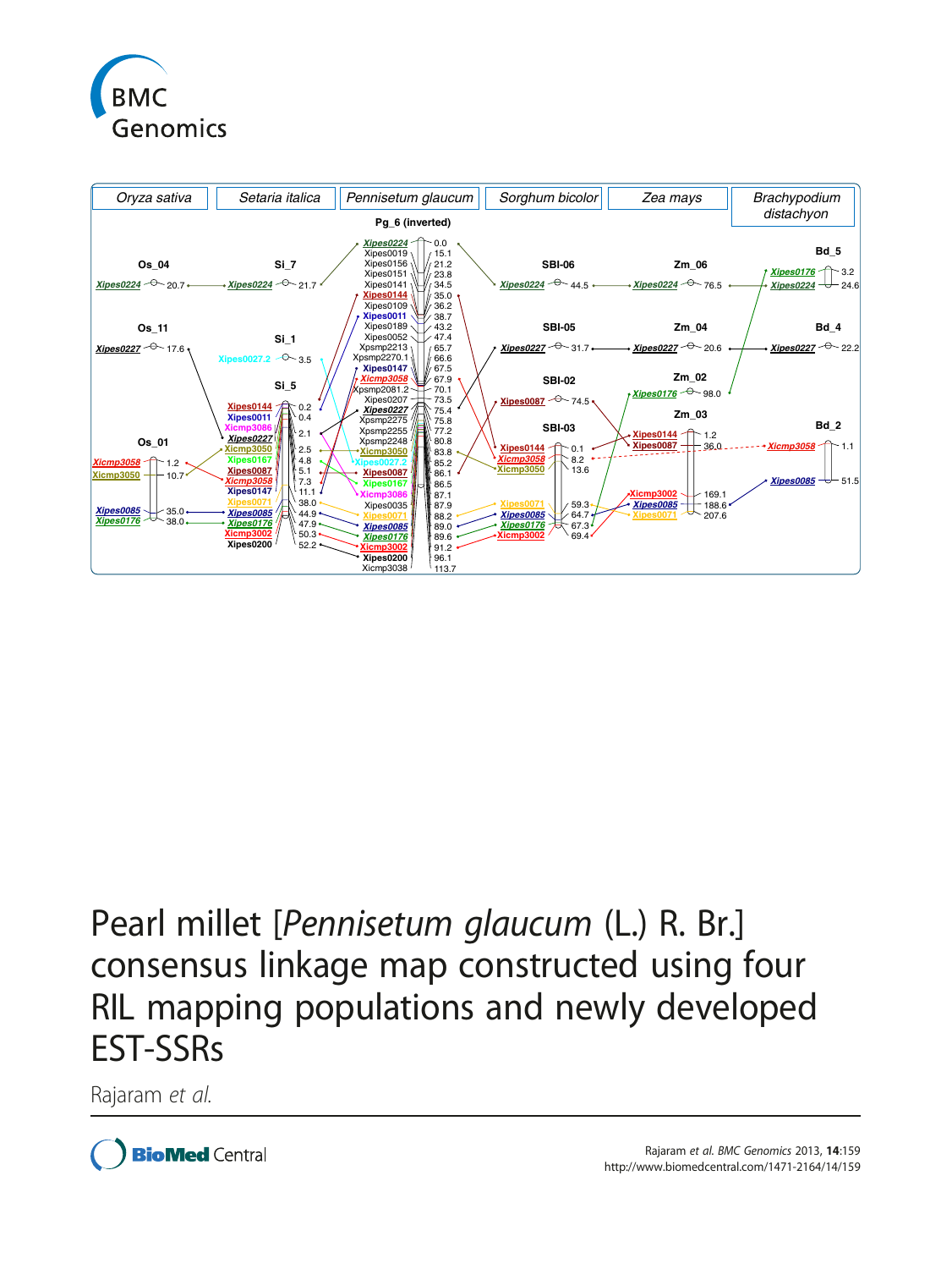# Pearl millet [*Pennisetum glaucum* (L.) R. Br.] consensus linkage map constructed using four RIL mapping populations and newly developed EST-SSRs

Rajaram *et al.*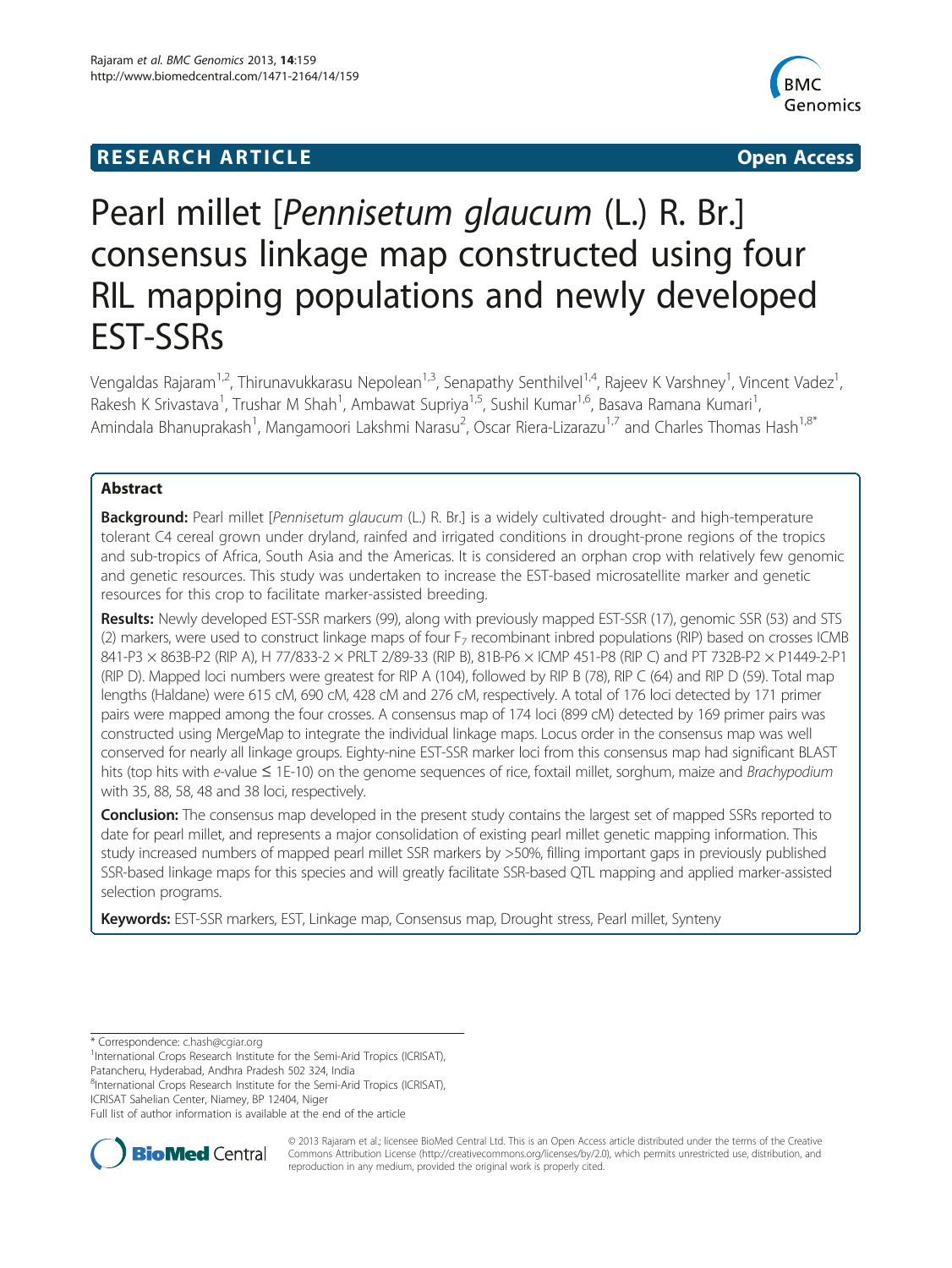# Pearl millet [*Pennisetum glaucum* (L.) R. Br.] consensus linkage map constructed using four RIL mapping populations and newly developed EST-SSRs

Vengaldas Rajaram[1,2], Thirunavukkarasu Nepolean[1,3], Senapathy Senthilvel[1,4], Rajeev K Varshney[1], Vincent Vadez[1], Rakesh K Srivastava[1], Trushar M Shah[1], Ambawat Supriya[1,5], Sushil Kumar[1,6], Basava Ramana Kumari[1], Amindala Bhanuprakash[1], Mangamoori Lakshmi Narasu[2], Oscar Riera-Lizarazu[1,7] and Charles Thomas Hash[1,8*]

## Abstract

**Background:** Pearl millet [*Pennisetum glaucum* (L.) R. Br.] is a widely cultivated drought- and high-temperature tolerant C4 cereal grown under dryland, rainfed and irrigated conditions in drought-prone regions of the tropics and sub-tropics of Africa, South Asia and the Americas. It is considered an orphan crop with relatively few genomic and genetic resources. This study was undertaken to increase the EST-based microsatellite marker and genetic resources for this crop to facilitate marker-assisted breeding.

**Results:** Newly developed EST-SSR markers (99), along with previously mapped EST-SSR (17), genomic SSR (53) and STS (2) markers, were used to construct linkage maps of four $F_7$ recombinant inbred populations (RIP) based on crosses ICMB 841-P3 × 863B-P2 (RIP A), H 77/833-2 × PRLT 2/89-33 (RIP B), 81B-P6 × ICMP 451-P8 (RIP C) and PT 732B-P2 × P1449-2-P1 (RIP D). Mapped loci numbers were greatest for RIP A (104), followed by RIP B (78), RIP C (64) and RIP D (59). Total map lengths (Haldane) were 615 cM, 690 cM, 428 cM and 276 cM, respectively. A total of 176 loci detected by 171 primer pairs were mapped among the four crosses. A consensus map of 174 loci (899 cM) detected by 169 primer pairs was constructed using MergeMap to integrate the individual linkage maps. Locus order in the consensus map was well conserved for nearly all linkage groups. Eighty-nine EST-SSR marker loci from this consensus map had significant BLAST hits (top hits with *e*-value ≤ 1E-10) on the genome sequences of rice, foxtail millet, sorghum, maize and *Brachypodium* with 35, 88, 58, 48 and 38 loci, respectively.

**Conclusion:** The consensus map developed in the present study contains the largest set of mapped SSRs reported to date for pearl millet, and represents a major consolidation of existing pearl millet genetic mapping information. This study increased numbers of mapped pearl millet SSR markers by >50%, filling important gaps in previously published SSR-based linkage maps for this species and will greatly facilitate SSR-based QTL mapping and applied marker-assisted selection programs.

**Keywords:** EST-SSR markers, EST, Linkage map, Consensus map, Drought stress, Pearl millet, Synteny

\* Correspondence: c.hash@cgiar.org
[1]International Crops Research Institute for the Semi-Arid Tropics (ICRISAT), Patancheru, Hyderabad, Andhra Pradesh 502 324, India
[8]International Crops Research Institute for the Semi-Arid Tropics (ICRISAT), ICRISAT Sahelian Center, Niamey, BP 12404, Niger
Full list of author information is available at the end of the article

© 2013 Rajaram et al.; licensee BioMed Central Ltd. This is an Open Access article distributed under the terms of the Creative Commons Attribution License (http://creativecommons.org/licenses/by/2.0), which permits unrestricted use, distribution, and reproduction in any medium, provided the original work is properly cited.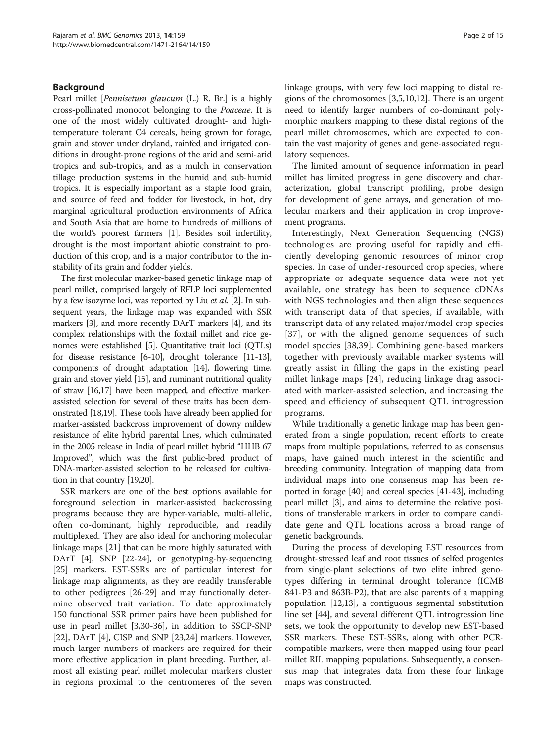## Background

Pearl millet [*Pennisetum glaucum* (L.) R. Br.] is a highly cross-pollinated monocot belonging to the *Poaceae*. It is one of the most widely cultivated drought- and high-temperature tolerant C4 cereals, being grown for forage, grain and stover under dryland, rainfed and irrigated conditions in drought-prone regions of the arid and semi-arid tropics and sub-tropics, and as a mulch in conservation tillage production systems in the humid and sub-humid tropics. It is especially important as a staple food grain, and source of feed and fodder for livestock, in hot, dry marginal agricultural production environments of Africa and South Asia that are home to hundreds of millions of the world's poorest farmers [1]. Besides soil infertility, drought is the most important abiotic constraint to production of this crop, and is a major contributor to the instability of its grain and fodder yields.

The first molecular marker-based genetic linkage map of pearl millet, comprised largely of RFLP loci supplemented by a few isozyme loci, was reported by Liu *et al.* [2]. In subsequent years, the linkage map was expanded with SSR markers [3], and more recently DArT markers [4], and its complex relationships with the foxtail millet and rice genomes were established [5]. Quantitative trait loci (QTLs) for disease resistance [6-10], drought tolerance [11-13], components of drought adaptation [14], flowering time, grain and stover yield [15], and ruminant nutritional quality of straw [16,17] have been mapped, and effective marker-assisted selection for several of these traits has been demonstrated [18,19]. These tools have already been applied for marker-assisted backcross improvement of downy mildew resistance of elite hybrid parental lines, which culminated in the 2005 release in India of pearl millet hybrid "HHB 67 Improved", which was the first public-bred product of DNA-marker-assisted selection to be released for cultivation in that country [19,20].

SSR markers are one of the best options available for foreground selection in marker-assisted backcrossing programs because they are hyper-variable, multi-allelic, often co-dominant, highly reproducible, and readily multiplexed. They are also ideal for anchoring molecular linkage maps [21] that can be more highly saturated with DArT [4], SNP [22-24], or genotyping-by-sequencing [25] markers. EST-SSRs are of particular interest for linkage map alignments, as they are readily transferable to other pedigrees [26-29] and may functionally determine observed trait variation. To date approximately 150 functional SSR primer pairs have been published for use in pearl millet [3,30-36], in addition to SSCP-SNP [22], DArT [4], CISP and SNP [23,24] markers. However, much larger numbers of markers are required for their more effective application in plant breeding. Further, almost all existing pearl millet molecular markers cluster in regions proximal to the centromeres of the seven linkage groups, with very few loci mapping to distal regions of the chromosomes [3,5,10,12]. There is an urgent need to identify larger numbers of co-dominant polymorphic markers mapping to these distal regions of the pearl millet chromosomes, which are expected to contain the vast majority of genes and gene-associated regulatory sequences.

The limited amount of sequence information in pearl millet has limited progress in gene discovery and characterization, global transcript profiling, probe design for development of gene arrays, and generation of molecular markers and their application in crop improvement programs.

Interestingly, Next Generation Sequencing (NGS) technologies are proving useful for rapidly and efficiently developing genomic resources of minor crop species. In case of under-resourced crop species, where appropriate or adequate sequence data were not yet available, one strategy has been to sequence cDNAs with NGS technologies and then align these sequences with transcript data of that species, if available, with transcript data of any related major/model crop species [37], or with the aligned genome sequences of such model species [38,39]. Combining gene-based markers together with previously available marker systems will greatly assist in filling the gaps in the existing pearl millet linkage maps [24], reducing linkage drag associated with marker-assisted selection, and increasing the speed and efficiency of subsequent QTL introgression programs.

While traditionally a genetic linkage map has been generated from a single population, recent efforts to create maps from multiple populations, referred to as consensus maps, have gained much interest in the scientific and breeding community. Integration of mapping data from individual maps into one consensus map has been reported in forage [40] and cereal species [41-43], including pearl millet [3], and aims to determine the relative positions of transferable markers in order to compare candidate gene and QTL locations across a broad range of genetic backgrounds.

During the process of developing EST resources from drought-stressed leaf and root tissues of selfed progenies from single-plant selections of two elite inbred genotypes differing in terminal drought tolerance (ICMB 841-P3 and 863B-P2), that are also parents of a mapping population [12,13], a contiguous segmental substitution line set [44], and several different QTL introgression line sets, we took the opportunity to develop new EST-based SSR markers. These EST-SSRs, along with other PCR-compatible markers, were then mapped using four pearl millet RIL mapping populations. Subsequently, a consensus map that integrates data from these four linkage maps was constructed.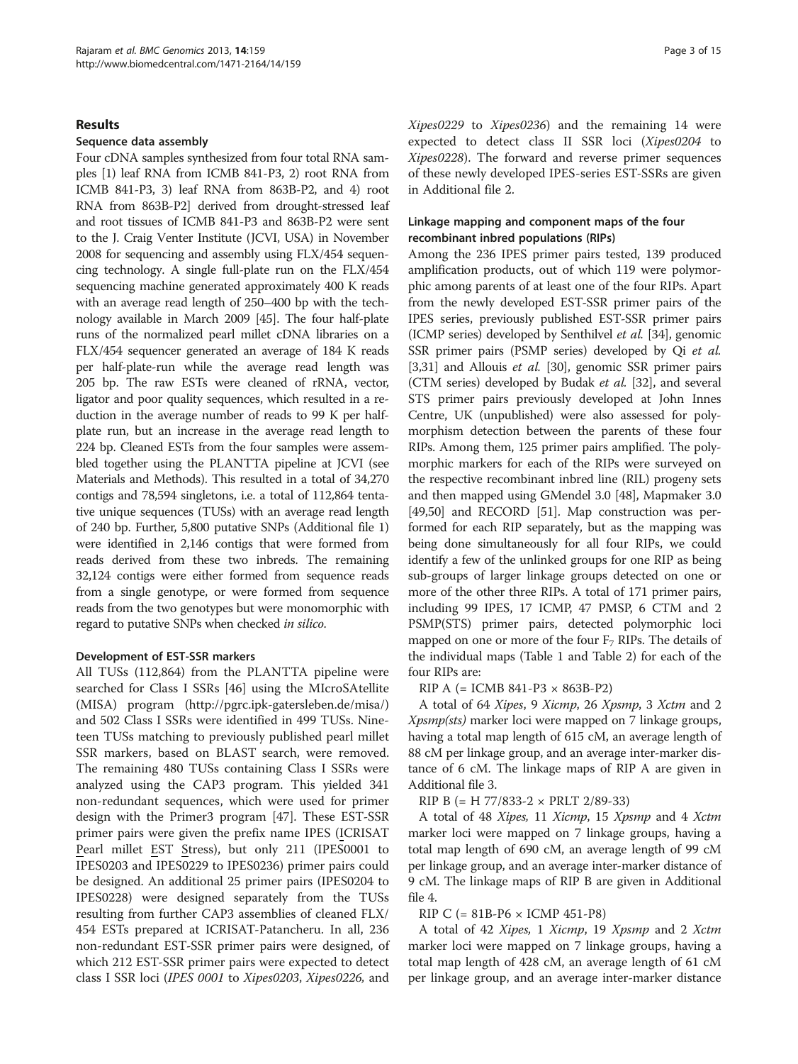## Results

### Sequence data assembly

Four cDNA samples synthesized from four total RNA samples [1) leaf RNA from ICMB 841-P3, 2) root RNA from ICMB 841-P3, 3) leaf RNA from 863B-P2, and 4) root RNA from 863B-P2] derived from drought-stressed leaf and root tissues of ICMB 841-P3 and 863B-P2 were sent to the J. Craig Venter Institute (JCVI, USA) in November 2008 for sequencing and assembly using FLX/454 sequencing technology. A single full-plate run on the FLX/454 sequencing machine generated approximately 400 K reads with an average read length of 250–400 bp with the technology available in March 2009 [45]. The four half-plate runs of the normalized pearl millet cDNA libraries on a FLX/454 sequencer generated an average of 184 K reads per half-plate-run while the average read length was 205 bp. The raw ESTs were cleaned of rRNA, vector, ligator and poor quality sequences, which resulted in a reduction in the average number of reads to 99 K per half-plate run, but an increase in the average read length to 224 bp. Cleaned ESTs from the four samples were assembled together using the PLANTTA pipeline at JCVI (see Materials and Methods). This resulted in a total of 34,270 contigs and 78,594 singletons, i.e. a total of 112,864 tentative unique sequences (TUSs) with an average read length of 240 bp. Further, 5,800 putative SNPs (Additional file 1) were identified in 2,146 contigs that were formed from reads derived from these two inbreds. The remaining 32,124 contigs were either formed from sequence reads from a single genotype, or were formed from sequence reads from the two genotypes but were monomorphic with regard to putative SNPs when checked *in silico*.

### Development of EST-SSR markers

All TUSs (112,864) from the PLANTTA pipeline were searched for Class I SSRs [46] using the MIcroSAtellite (MISA) program (http://pgrc.ipk-gatersleben.de/misa/) and 502 Class I SSRs were identified in 499 TUSs. Nineteen TUSs matching to previously published pearl millet SSR markers, based on BLAST search, were removed. The remaining 480 TUSs containing Class I SSRs were analyzed using the CAP3 program. This yielded 341 non-redundant sequences, which were used for primer design with the Primer3 program [47]. These EST-SSR primer pairs were given the prefix name IPES (ICRISAT Pearl millet EST Stress), but only 211 (IPES0001 to IPES0203 and IPES0229 to IPES0236) primer pairs could be designed. An additional 25 primer pairs (IPES0204 to IPES0228) were designed separately from the TUSs resulting from further CAP3 assemblies of cleaned FLX/454 ESTs prepared at ICRISAT-Patancheru. In all, 236 non-redundant EST-SSR primer pairs were designed, of which 212 EST-SSR primer pairs were expected to detect class I SSR loci (*IPES 0001* to *Xipes0203*, *Xipes0226*, and *Xipes0229* to *Xipes0236*) and the remaining 14 were expected to detect class II SSR loci (*Xipes0204* to *Xipes0228*). The forward and reverse primer sequences of these newly developed IPES-series EST-SSRs are given in Additional file 2.

### Linkage mapping and component maps of the four recombinant inbred populations (RIPs)

Among the 236 IPES primer pairs tested, 139 produced amplification products, out of which 119 were polymorphic among parents of at least one of the four RIPs. Apart from the newly developed EST-SSR primer pairs of the IPES series, previously published EST-SSR primer pairs (ICMP series) developed by Senthilvel *et al.* [34], genomic SSR primer pairs (PSMP series) developed by Qi *et al.* [3,31] and Allouis *et al.* [30], genomic SSR primer pairs (CTM series) developed by Budak *et al.* [32], and several STS primer pairs previously developed at John Innes Centre, UK (unpublished) were also assessed for polymorphism detection between the parents of these four RIPs. Among them, 125 primer pairs amplified. The polymorphic markers for each of the RIPs were surveyed on the respective recombinant inbred line (RIL) progeny sets and then mapped using GMendel 3.0 [48], Mapmaker 3.0 [49,50] and RECORD [51]. Map construction was performed for each RIP separately, but as the mapping was being done simultaneously for all four RIPs, we could identify a few of the unlinked groups for one RIP as being sub-groups of larger linkage groups detected on one or more of the other three RIPs. A total of 171 primer pairs, including 99 IPES, 17 ICMP, 47 PMSP, 6 CTM and 2 PSMP(STS) primer pairs, detected polymorphic loci mapped on one or more of the four $F_7$ RIPs. The details of the individual maps (Table 1 and Table 2) for each of the four RIPs are:

RIP A (= ICMB 841-P3 × 863B-P2)

A total of 64 *Xipes*, 9 *Xicmp*, 26 *Xpsmp*, 3 *Xctm* and 2 *Xpsmp(sts)* marker loci were mapped on 7 linkage groups, having a total map length of 615 cM, an average length of 88 cM per linkage group, and an average inter-marker distance of 6 cM. The linkage maps of RIP A are given in Additional file 3.

RIP B (= H 77/833-2 × PRLT 2/89-33)

A total of 48 *Xipes*, 11 *Xicmp*, 15 *Xpsmp* and 4 *Xctm* marker loci were mapped on 7 linkage groups, having a total map length of 690 cM, an average length of 99 cM per linkage group, and an average inter-marker distance of 9 cM. The linkage maps of RIP B are given in Additional file 4.

RIP C (= 81B-P6 × ICMP 451-P8)

A total of 42 *Xipes*, 1 *Xicmp*, 19 *Xpsmp* and 2 *Xctm* marker loci were mapped on 7 linkage groups, having a total map length of 428 cM, an average length of 61 cM per linkage group, and an average inter-marker distance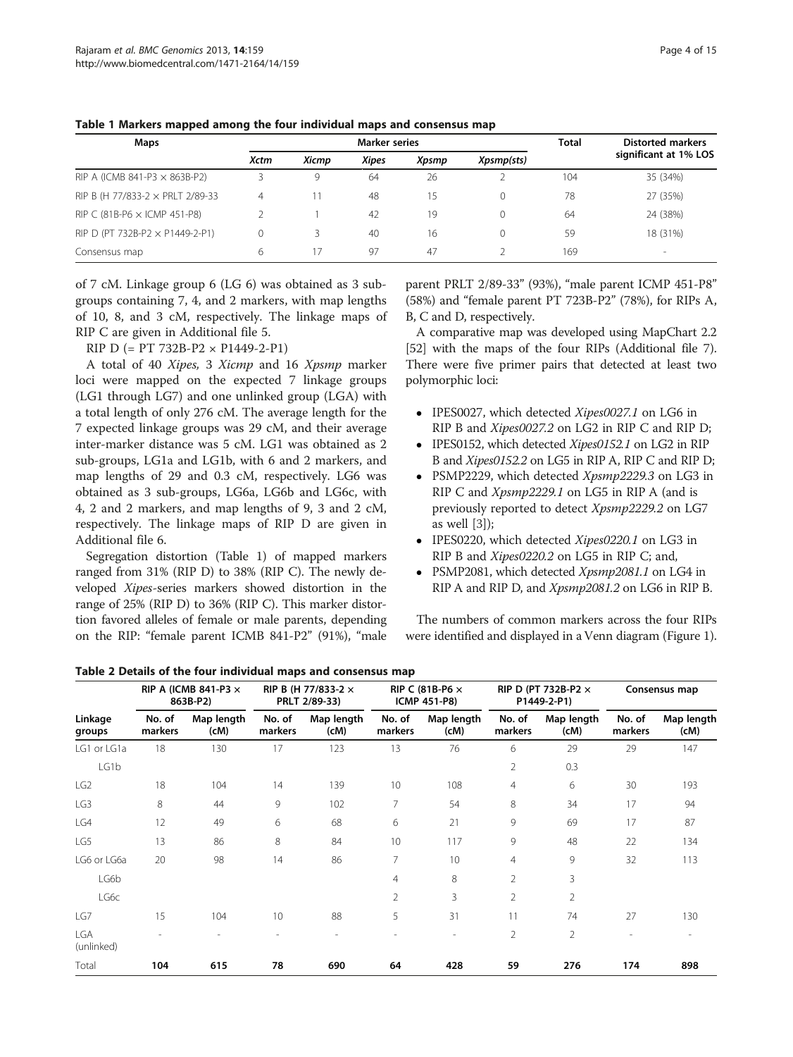**Table 1 Markers mapped among the four individual maps and consensus map**

| Maps | Marker series | | | | | Total | Distorted markers significant at 1% LOS |
|---|---|---|---|---|---|---|---|
| | *Xctm* | *Xicmp* | *Xipes* | *Xpsmp* | *Xpsmp(sts)* | | |
| RIP A (ICMB 841-P3 × 863B-P2) | 3 | 9 | 64 | 26 | 2 | 104 | 35 (34%) |
| RIP B (H 77/833-2 × PRLT 2/89-33 | 4 | 11 | 48 | 15 | 0 | 78 | 27 (35%) |
| RIP C (81B-P6 × ICMP 451-P8) | 2 | 1 | 42 | 19 | 0 | 64 | 24 (38%) |
| RIP D (PT 732B-P2 × P1449-2-P1) | 0 | 3 | 40 | 16 | 0 | 59 | 18 (31%) |
| Consensus map | 6 | 17 | 97 | 47 | 2 | 169 | - |

of 7 cM. Linkage group 6 (LG 6) was obtained as 3 subgroups containing 7, 4, and 2 markers, with map lengths of 10, 8, and 3 cM, respectively. The linkage maps of RIP C are given in Additional file 5.

RIP D (= PT 732B-P2 × P1449-2-P1)

A total of 40 *Xipes*, 3 *Xicmp* and 16 *Xpsmp* marker loci were mapped on the expected 7 linkage groups (LG1 through LG7) and one unlinked group (LGA) with a total length of only 276 cM. The average length for the 7 expected linkage groups was 29 cM, and their average inter-marker distance was 5 cM. LG1 was obtained as 2 sub-groups, LG1a and LG1b, with 6 and 2 markers, and map lengths of 29 and 0.3 cM, respectively. LG6 was obtained as 3 sub-groups, LG6a, LG6b and LG6c, with 4, 2 and 2 markers, and map lengths of 9, 3 and 2 cM, respectively. The linkage maps of RIP D are given in Additional file 6.

Segregation distortion (Table 1) of mapped markers ranged from 31% (RIP D) to 38% (RIP C). The newly developed *Xipes*-series markers showed distortion in the range of 25% (RIP D) to 36% (RIP C). This marker distortion favored alleles of female or male parents, depending on the RIP: "female parent ICMB 841-P2" (91%), "male parent PRLT 2/89-33" (93%), "male parent ICMP 451-P8" (58%) and "female parent PT 723B-P2" (78%), for RIPs A, B, C and D, respectively.

A comparative map was developed using MapChart 2.2 [52] with the maps of the four RIPs (Additional file 7). There were five primer pairs that detected at least two polymorphic loci:

- IPES0027, which detected *Xipes0027.1* on LG6 in RIP B and *Xipes0027.2* on LG2 in RIP C and RIP D;
- IPES0152, which detected *Xipes0152.1* on LG2 in RIP B and *Xipes0152.2* on LG5 in RIP A, RIP C and RIP D;
- PSMP2229, which detected *Xpsmp2229.3* on LG3 in RIP C and *Xpsmp2229.1* on LG5 in RIP A (and is previously reported to detect *Xpsmp2229.2* on LG7 as well [3]);
- IPES0220, which detected *Xipes0220.1* on LG3 in RIP B and *Xipes0220.2* on LG5 in RIP C; and,
- PSMP2081, which detected *Xpsmp2081.1* on LG4 in RIP A and RIP D, and *Xpsmp2081.2* on LG6 in RIP B.

The numbers of common markers across the four RIPs were identified and displayed in a Venn diagram (Figure 1).

**Table 2 Details of the four individual maps and consensus map**

| Linkage groups | RIP A (ICMB 841-P3 × 863B-P2) | | RIP B (H 77/833-2 × PRLT 2/89-33) | | RIP C (81B-P6 × ICMP 451-P8) | | RIP D (PT 732B-P2 × P1449-2-P1) | | Consensus map | |
|---|---|---|---|---|---|---|---|---|---|---|
| | No. of markers | Map length (cM) | No. of markers | Map length (cM) | No. of markers | Map length (cM) | No. of markers | Map length (cM) | No. of markers | Map length (cM) |
| LG1 or LG1a | 18 | 130 | 17 | 123 | 13 | 76 | 6 | 29 | 29 | 147 |
| LG1b | | | | | | | 2 | 0.3 | | |
| LG2 | 18 | 104 | 14 | 139 | 10 | 108 | 4 | 6 | 30 | 193 |
| LG3 | 8 | 44 | 9 | 102 | 7 | 54 | 8 | 34 | 17 | 94 |
| LG4 | 12 | 49 | 6 | 68 | 6 | 21 | 9 | 69 | 17 | 87 |
| LG5 | 13 | 86 | 8 | 84 | 10 | 117 | 9 | 48 | 22 | 134 |
| LG6 or LG6a | 20 | 98 | 14 | 86 | 7 | 10 | 4 | 9 | 32 | 113 |
| LG6b | | | | | 4 | 8 | 2 | 3 | | |
| LG6c | | | | | 2 | 3 | 2 | 2 | | |
| LG7 | 15 | 104 | 10 | 88 | 5 | 31 | 11 | 74 | 27 | 130 |
| LGA (unlinked) | - | - | - | - | - | - | 2 | 2 | - | - |
| Total | **104** | **615** | **78** | **690** | **64** | **428** | **59** | **276** | **174** | **898** |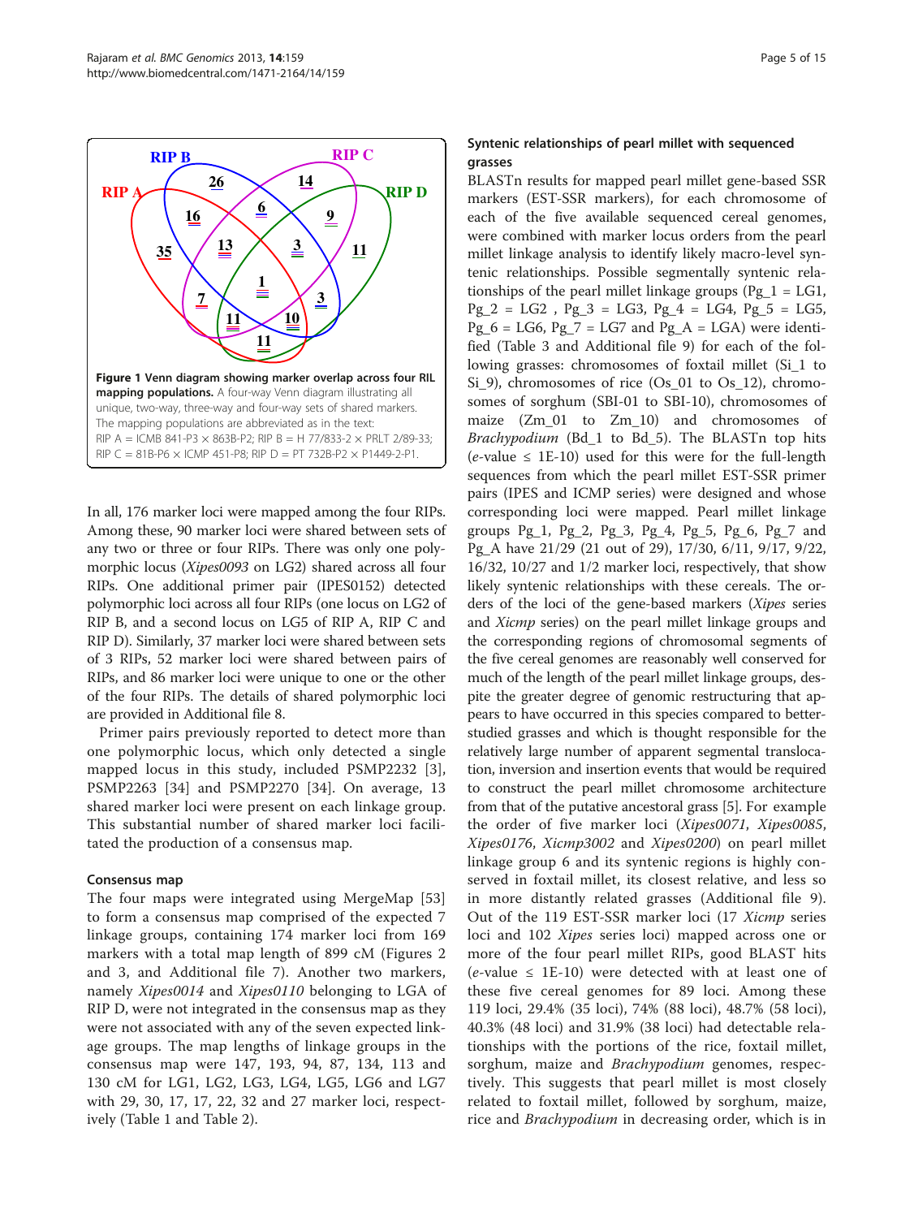**Figure 1 Venn diagram showing marker overlap across four RIL mapping populations.** A four-way Venn diagram illustrating all unique, two-way, three-way and four-way sets of shared markers. The mapping populations are abbreviated as in the text: RIP A = ICMB 841-P3 × 863B-P2; RIP B = H 77/833-2 × PRLT 2/89-33; RIP C = 81B-P6 × ICMP 451-P8; RIP D = PT 732B-P2 × P1449-2-P1.

In all, 176 marker loci were mapped among the four RIPs. Among these, 90 marker loci were shared between sets of any two or three or four RIPs. There was only one polymorphic locus (*Xipes0093* on LG2) shared across all four RIPs. One additional primer pair (IPES0152) detected polymorphic loci across all four RIPs (one locus on LG2 of RIP B, and a second locus on LG5 of RIP A, RIP C and RIP D). Similarly, 37 marker loci were shared between sets of 3 RIPs, 52 marker loci were shared between pairs of RIPs, and 86 marker loci were unique to one or the other of the four RIPs. The details of shared polymorphic loci are provided in Additional file 8.

Primer pairs previously reported to detect more than one polymorphic locus, which only detected a single mapped locus in this study, included PSMP2232 [3], PSMP2263 [34] and PSMP2270 [34]. On average, 13 shared marker loci were present on each linkage group. This substantial number of shared marker loci facilitated the production of a consensus map.

### Consensus map

The four maps were integrated using MergeMap [53] to form a consensus map comprised of the expected 7 linkage groups, containing 174 marker loci from 169 markers with a total map length of 899 cM (Figures 2 and 3, and Additional file 7). Another two markers, namely *Xipes0014* and *Xipes0110* belonging to LGA of RIP D, were not integrated in the consensus map as they were not associated with any of the seven expected linkage groups. The map lengths of linkage groups in the consensus map were 147, 193, 94, 87, 134, 113 and 130 cM for LG1, LG2, LG3, LG4, LG5, LG6 and LG7 with 29, 30, 17, 17, 22, 32 and 27 marker loci, respectively (Table 1 and Table 2).

### Syntenic relationships of pearl millet with sequenced grasses

BLASTn results for mapped pearl millet gene-based SSR markers (EST-SSR markers), for each chromosome of each of the five available sequenced cereal genomes, were combined with marker locus orders from the pearl millet linkage analysis to identify likely macro-level syntenic relationships. Possible segmentally syntenic relationships of the pearl millet linkage groups (Pg_1 = LG1, Pg_2 = LG2 , Pg_3 = LG3, Pg_4 = LG4, Pg_5 = LG5, Pg_6 = LG6, Pg_7 = LG7 and Pg_A = LGA) were identified (Table 3 and Additional file 9) for each of the following grasses: chromosomes of foxtail millet (Si_1 to Si_9), chromosomes of rice (Os_01 to Os_12), chromosomes of sorghum (SBI-01 to SBI-10), chromosomes of maize (Zm_01 to Zm_10) and chromosomes of *Brachypodium* (Bd_1 to Bd_5). The BLASTn top hits (*e*-value ≤ 1E-10) used for this were for the full-length sequences from which the pearl millet EST-SSR primer pairs (IPES and ICMP series) were designed and whose corresponding loci were mapped. Pearl millet linkage groups Pg_1, Pg_2, Pg_3, Pg_4, Pg_5, Pg_6, Pg_7 and Pg_A have 21/29 (21 out of 29), 17/30, 6/11, 9/17, 9/22, 16/32, 10/27 and 1/2 marker loci, respectively, that show likely syntenic relationships with these cereals. The orders of the loci of the gene-based markers (*Xipes* series and *Xicmp* series) on the pearl millet linkage groups and the corresponding regions of chromosomal segments of the five cereal genomes are reasonably well conserved for much of the length of the pearl millet linkage groups, despite the greater degree of genomic restructuring that appears to have occurred in this species compared to better-studied grasses and which is thought responsible for the relatively large number of apparent segmental translocation, inversion and insertion events that would be required to construct the pearl millet chromosome architecture from that of the putative ancestoral grass [5]. For example the order of five marker loci (*Xipes0071*, *Xipes0085*, *Xipes0176*, *Xicmp3002* and *Xipes0200*) on pearl millet linkage group 6 and its syntenic regions is highly conserved in foxtail millet, its closest relative, and less so in more distantly related grasses (Additional file 9). Out of the 119 EST-SSR marker loci (17 *Xicmp* series loci and 102 *Xipes* series loci) mapped across one or more of the four pearl millet RIPs, good BLAST hits (*e*-value ≤ 1E-10) were detected with at least one of these five cereal genomes for 89 loci. Among these 119 loci, 29.4% (35 loci), 74% (88 loci), 48.7% (58 loci), 40.3% (48 loci) and 31.9% (38 loci) had detectable relationships with the portions of the rice, foxtail millet, sorghum, maize and *Brachypodium* genomes, respectively. This suggests that pearl millet is most closely related to foxtail millet, followed by sorghum, maize, rice and *Brachypodium* in decreasing order, which is in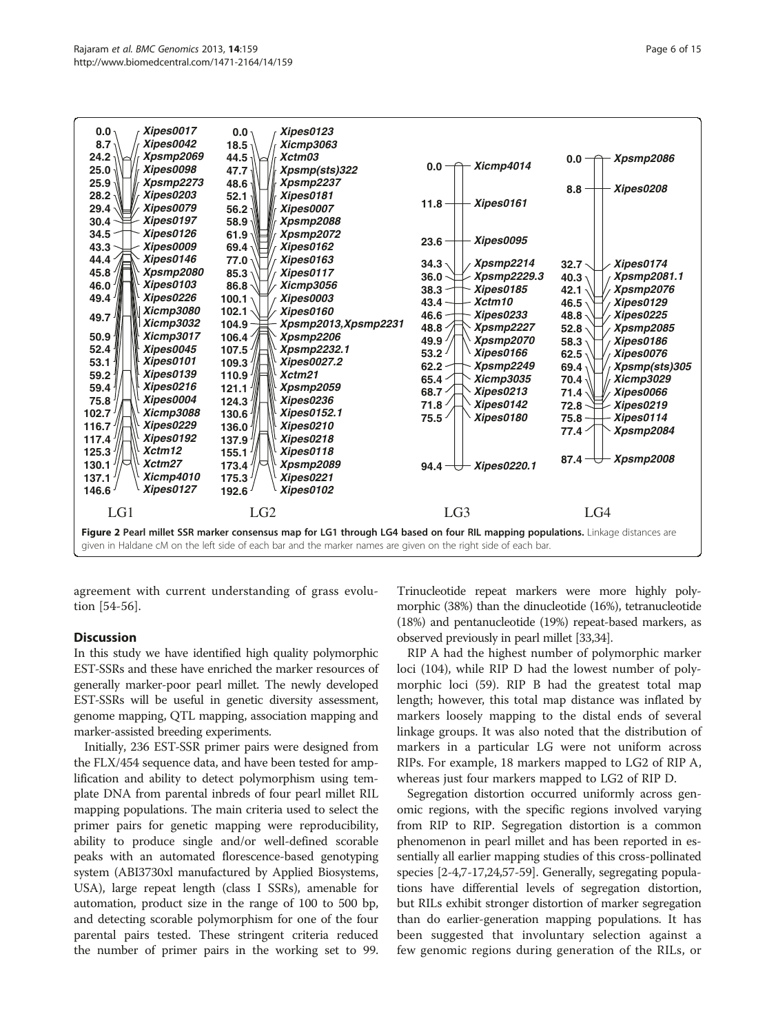Figure 2 Pearl millet SSR marker consensus map for LG1 through LG4 based on four RIL mapping populations. Linkage distances are given in Haldane cM on the left side of each bar and the marker names are given on the right side of each bar.

agreement with current understanding of grass evolution [54-56].

## Discussion

In this study we have identified high quality polymorphic EST-SSRs and these have enriched the marker resources of generally marker-poor pearl millet. The newly developed EST-SSRs will be useful in genetic diversity assessment, genome mapping, QTL mapping, association mapping and marker-assisted breeding experiments.

Initially, 236 EST-SSR primer pairs were designed from the FLX/454 sequence data, and have been tested for amplification and ability to detect polymorphism using template DNA from parental inbreds of four pearl millet RIL mapping populations. The main criteria used to select the primer pairs for genetic mapping were reproducibility, ability to produce single and/or well-defined scorable peaks with an automated florescence-based genotyping system (ABI3730xl manufactured by Applied Biosystems, USA), large repeat length (class I SSRs), amenable for automation, product size in the range of 100 to 500 bp, and detecting scorable polymorphism for one of the four parental pairs tested. These stringent criteria reduced the number of primer pairs in the working set to 99. Trinucleotide repeat markers were more highly polymorphic (38%) than the dinucleotide (16%), tetranucleotide (18%) and pentanucleotide (19%) repeat-based markers, as observed previously in pearl millet [33,34].

RIP A had the highest number of polymorphic marker loci (104), while RIP D had the lowest number of polymorphic loci (59). RIP B had the greatest total map length; however, this total map distance was inflated by markers loosely mapping to the distal ends of several linkage groups. It was also noted that the distribution of markers in a particular LG were not uniform across RIPs. For example, 18 markers mapped to LG2 of RIP A, whereas just four markers mapped to LG2 of RIP D.

Segregation distortion occurred uniformly across genomic regions, with the specific regions involved varying from RIP to RIP. Segregation distortion is a common phenomenon in pearl millet and has been reported in essentially all earlier mapping studies of this cross-pollinated species [2-4,7-17,24,57-59]. Generally, segregating populations have differential levels of segregation distortion, but RILs exhibit stronger distortion of marker segregation than do earlier-generation mapping populations. It has been suggested that involuntary selection against a few genomic regions during generation of the RILs, or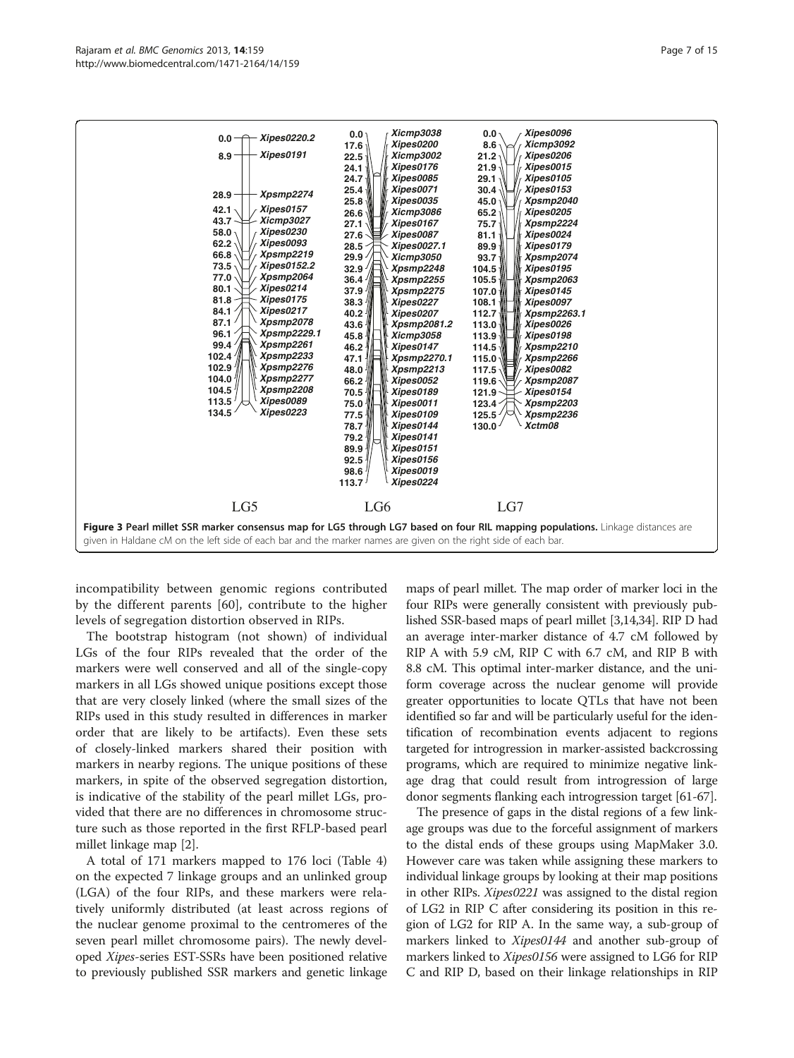| LG5 | | LG6 | | LG7 | |
|---|---|---|---|---|---|
| 0.0 | Xipes0220.2 | 0.0 | Xicmp3038 | 0.0 | Xipes0096 |
| 8.9 | Xipes0191 | 17.6 | Xipes0200 | 8.6 | Xicmp3092 |
| 28.9 | Xpsmp2274 | 22.5 | Xicmp3002 | 21.2 | Xipes0206 |
| 42.1 | Xipes0157 | 24.1 | Xipes0176 | 21.9 | Xipes0015 |
| 43.7 | Xicmp3027 | 24.7 | Xipes0085 | 29.1 | Xipes0105 |
| 58.0 | Xipes0230 | 25.4 | Xipes0071 | 30.4 | Xipes0153 |
| 62.2 | Xipes0093 | 25.8 | Xipes0035 | 45.0 | Xpsmp2040 |
| 66.8 | Xpsmp2219 | 26.6 | Xicmp3086 | 65.2 | Xipes0205 |
| 73.5 | Xipes0152.2 | 27.1 | Xipes0167 | 75.7 | Xpsmp2224 |
| 77.0 | Xpsmp2064 | 27.6 | Xipes0087 | 81.1 | Xipes0024 |
| 80.1 | Xipes0214 | 28.5 | Xipes0027.1 | 89.9 | Xipes0179 |
| 81.8 | Xipes0175 | 29.9 | Xicmp3050 | 93.7 | Xpsmp2074 |
| 84.1 | Xipes0217 | 32.9 | Xpsmp2248 | 104.5 | Xipes0195 |
| 87.1 | Xpsmp2078 | 36.4 | Xpsmp2255 | 105.5 | Xpsmp2063 |
| 96.1 | Xpsmp2229.1 | 37.9 | Xpsmp2275 | 107.0 | Xipes0145 |
| 99.4 | Xpsmp2261 | 38.3 | Xipes0227 | 108.1 | Xipes0097 |
| 102.4 | Xpsmp2233 | 40.2 | Xipes0207 | 112.7 | Xpsmp2263.1 |
| 102.9 | Xpsmp2276 | 43.6 | Xpsmp2081.2 | 113.0 | Xipes0026 |
| 104.0 | Xpsmp2277 | 45.8 | Xicmp3058 | 113.9 | Xipes0198 |
| 104.5 | Xpsmp2208 | 46.2 | Xipes0147 | 114.5 | Xpsmp2210 |
| 113.5 | Xipes0089 | 47.1 | Xpsmp2270.1 | 115.0 | Xpsmp2266 |
| 134.5 | Xipes0223 | 48.0 | Xpsmp2213 | 117.5 | Xipes0082 |
| | | 66.2 | Xipes0052 | 119.6 | Xpsmp2087 |
| | | 70.5 | Xipes0189 | 121.9 | Xipes0154 |
| | | 75.0 | Xipes0011 | 123.4 | Xpsmp2203 |
| | | 77.5 | Xipes0109 | 125.5 | Xpsmp2236 |
| | | 78.7 | Xipes0144 | 130.0 | Xctm08 |
| | | 79.2 | Xipes0141 | | |
| | | 89.9 | Xipes0151 | | |
| | | 92.5 | Xipes0156 | | |
| | | 98.6 | Xipes0019 | | |
| | | 113.7 | Xipes0224 | | |

**Figure 3 Pearl millet SSR marker consensus map for LG5 through LG7 based on four RIL mapping populations.** Linkage distances are given in Haldane cM on the left side of each bar and the marker names are given on the right side of each bar.

incompatibility between genomic regions contributed by the different parents [60], contribute to the higher levels of segregation distortion observed in RIPs.

The bootstrap histogram (not shown) of individual LGs of the four RIPs revealed that the order of the markers were well conserved and all of the single-copy markers in all LGs showed unique positions except those that are very closely linked (where the small sizes of the RIPs used in this study resulted in differences in marker order that are likely to be artifacts). Even these sets of closely-linked markers shared their position with markers in nearby regions. The unique positions of these markers, in spite of the observed segregation distortion, is indicative of the stability of the pearl millet LGs, provided that there are no differences in chromosome structure such as those reported in the first RFLP-based pearl millet linkage map [2].

A total of 171 markers mapped to 176 loci (Table 4) on the expected 7 linkage groups and an unlinked group (LGA) of the four RIPs, and these markers were relatively uniformly distributed (at least across regions of the nuclear genome proximal to the centromeres of the seven pearl millet chromosome pairs). The newly developed *Xipes*-series EST-SSRs have been positioned relative to previously published SSR markers and genetic linkage maps of pearl millet. The map order of marker loci in the four RIPs were generally consistent with previously published SSR-based maps of pearl millet [3,14,34]. RIP D had an average inter-marker distance of 4.7 cM followed by RIP A with 5.9 cM, RIP C with 6.7 cM, and RIP B with 8.8 cM. This optimal inter-marker distance, and the uniform coverage across the nuclear genome will provide greater opportunities to locate QTLs that have not been identified so far and will be particularly useful for the identification of recombination events adjacent to regions targeted for introgression in marker-assisted backcrossing programs, which are required to minimize negative linkage drag that could result from introgression of large donor segments flanking each introgression target [61-67].

The presence of gaps in the distal regions of a few linkage groups was due to the forceful assignment of markers to the distal ends of these groups using MapMaker 3.0. However care was taken while assigning these markers to individual linkage groups by looking at their map positions in other RIPs. *Xipes0221* was assigned to the distal region of LG2 in RIP C after considering its position in this region of LG2 for RIP A. In the same way, a sub-group of markers linked to *Xipes0144* and another sub-group of markers linked to *Xipes0156* were assigned to LG6 for RIP C and RIP D, based on their linkage relationships in RIP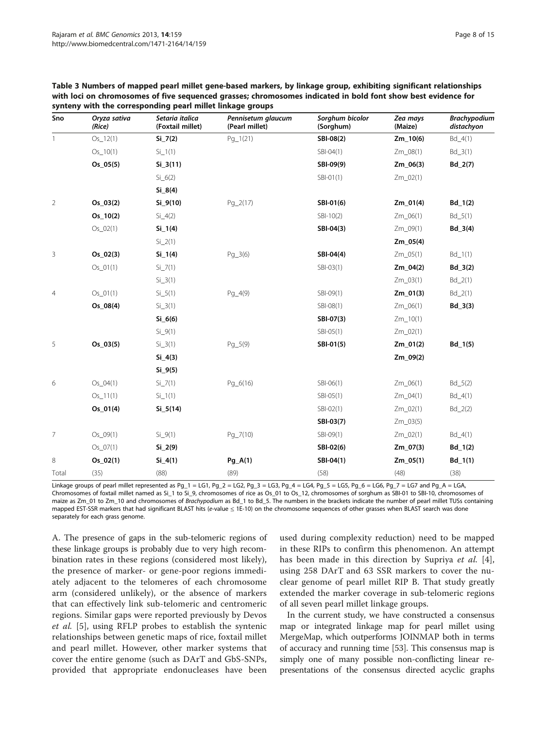**Table 3 Numbers of mapped pearl millet gene-based markers, by linkage group, exhibiting significant relationships with loci on chromosomes of five sequenced grasses; chromosomes indicated in bold font show best evidence for synteny with the corresponding pearl millet linkage groups**

| Sno | *Oryza sativa* (Rice) | *Setaria italica* (Foxtail millet) | *Pennisetum glaucum* (Pearl millet) | *Sorghum bicolor* (Sorghum) | *Zea mays* (Maize) | *Brachypodium distachyon* |
|---|---|---|---|---|---|---|
| 1 | Os_12(1) | **Si_7(2)** | Pg_1(21) | **SBI-08(2)** | **Zm_10(6)** | Bd_4(1) |
| | Os_10(1) | Si_1(1) | | SBI-04(1) | Zm_08(1) | Bd_3(1) |
| | **Os_05(5)** | **Si_3(11)** | | **SBI-09(9)** | **Zm_06(3)** | **Bd_2(7)** |
| | | Si_6(2) | | SBI-01(1) | Zm_02(1) | |
| | | **Si_8(4)** | | | | |
| 2 | **Os_03(2)** | **Si_9(10)** | Pg_2(17) | **SBI-01(6)** | **Zm_01(4)** | **Bd_1(2)** |
| | **Os_10(2)** | Si_4(2) | | SBI-10(2) | Zm_06(1) | Bd_5(1) |
| | Os_02(1) | **Si_1(4)** | | **SBI-04(3)** | Zm_09(1) | **Bd_3(4)** |
| | | Si_2(1) | | | **Zm_05(4)** | |
| 3 | **Os_02(3)** | **Si_1(4)** | Pg_3(6) | **SBI-04(4)** | Zm_05(1) | Bd_1(1) |
| | Os_01(1) | Si_7(1) | | SBI-03(1) | **Zm_04(2)** | **Bd_3(2)** |
| | | Si_3(1) | | | Zm_03(1) | Bd_2(1) |
| 4 | Os_01(1) | Si_5(1) | Pg_4(9) | SBI-09(1) | **Zm_01(3)** | Bd_2(1) |
| | **Os_08(4)** | Si_3(1) | | SBI-08(1) | Zm_06(1) | **Bd_3(3)** |
| | | **Si_6(6)** | | **SBI-07(3)** | Zm_10(1) | |
| | | Si_9(1) | | SBI-05(1) | Zm_02(1) | |
| 5 | **Os_03(5)** | Si_3(1) | Pg_5(9) | **SBI-01(5)** | **Zm_01(2)** | **Bd_1(5)** |
| | | **Si_4(3)** | | | **Zm_09(2)** | |
| | | **Si_9(5)** | | | | |
| 6 | Os_04(1) | Si_7(1) | Pg_6(16) | SBI-06(1) | Zm_06(1) | Bd_5(2) |
| | Os_11(1) | Si_1(1) | | SBI-05(1) | Zm_04(1) | Bd_4(1) |
| | **Os_01(4)** | **Si_5(14)** | | SBI-02(1) | Zm_02(1) | Bd_2(2) |
| | | | | **SBI-03(7)** | Zm_03(5) | |
| 7 | Os_09(1) | Si_9(1) | Pg_7(10) | SBI-09(1) | Zm_02(1) | Bd_4(1) |
| | Os_07(1) | **Si_2(9)** | | **SBI-02(6)** | **Zm_07(3)** | **Bd_1(2)** |
| 8 | **Os_02(1)** | **Si_4(1)** | **Pg_A(1)** | **SBI-04(1)** | **Zm_05(1)** | **Bd_1(1)** |
| Total | (35) | (88) | (89) | (58) | (48) | (38) |

Linkage groups of pearl millet represented as Pg_1 = LG1, Pg_2 = LG2, Pg_3 = LG3, Pg_4 = LG4, Pg_5 = LG5, Pg_6 = LG6, Pg_7 = LG7 and Pg_A = LGA, Chromosomes of foxtail millet named as Si_1 to Si_9, chromosomes of rice as Os_01 to Os_12, chromosomes of sorghum as SBI-01 to SBI-10, chromosomes of maize as Zm_01 to Zm_10 and chromosomes of *Brachypodium* as Bd_1 to Bd_5. The numbers in the brackets indicate the number of pearl millet TUSs containing mapped EST-SSR markers that had significant BLAST hits (*e*-value ≤ 1E-10) on the chromosome sequences of other grasses when BLAST search was done separately for each grass genome.

A. The presence of gaps in the sub-telomeric regions of these linkage groups is probably due to very high recombination rates in these regions (considered most likely), the presence of marker- or gene-poor regions immediately adjacent to the telomeres of each chromosome arm (considered unlikely), or the absence of markers that can effectively link sub-telomeric and centromeric regions. Similar gaps were reported previously by Devos *et al.* [5], using RFLP probes to establish the syntenic relationships between genetic maps of rice, foxtail millet and pearl millet. However, other marker systems that cover the entire genome (such as DArT and GbS-SNPs, provided that appropriate endonucleases have been used during complexity reduction) need to be mapped in these RIPs to confirm this phenomenon. An attempt has been made in this direction by Supriya *et al.* [4], using 258 DArT and 63 SSR markers to cover the nuclear genome of pearl millet RIP B. That study greatly extended the marker coverage in sub-telomeric regions of all seven pearl millet linkage groups.

In the current study, we have constructed a consensus map or integrated linkage map for pearl millet using MergeMap, which outperforms JOINMAP both in terms of accuracy and running time [53]. This consensus map is simply one of many possible non-conflicting linear representations of the consensus directed acyclic graphs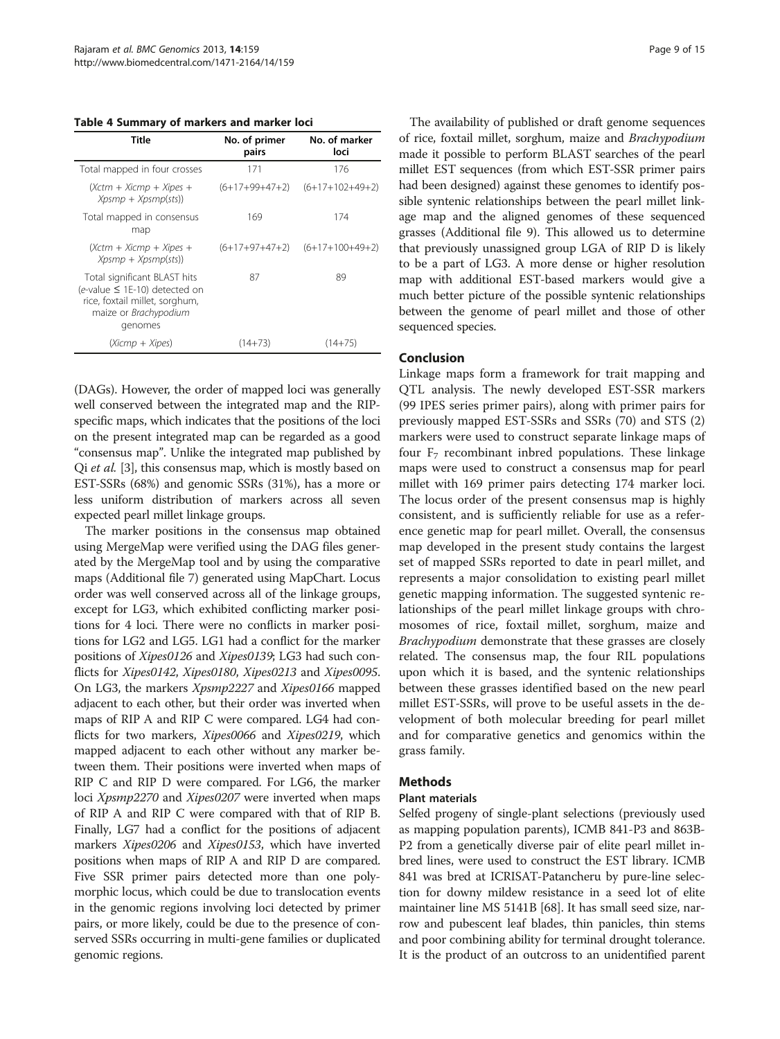**Table 4 Summary of markers and marker loci**

| Title | No. of primer pairs | No. of marker loci |
|---|---|---|
| Total mapped in four crosses | 171 | 176 |
| (*Xctm* + *Xicmp* + *Xipes* + *Xpsmp* + *Xpsmp(sts)*) | (6+17+99+47+2) | (6+17+102+49+2) |
| Total mapped in consensus map | 169 | 174 |
| (*Xctm* + *Xicmp* + *Xipes* + *Xpsmp* + *Xpsmp(sts)*) | (6+17+97+47+2) | (6+17+100+49+2) |
| Total significant BLAST hits (*e*-value ≤ 1E-10) detected on rice, foxtail millet, sorghum, maize or *Brachypodium* genomes | 87 | 89 |
| (*Xicmp* + *Xipes*) | (14+73) | (14+75) |

(DAGs). However, the order of mapped loci was generally well conserved between the integrated map and the RIP-specific maps, which indicates that the positions of the loci on the present integrated map can be regarded as a good "consensus map". Unlike the integrated map published by Qi *et al.* [3], this consensus map, which is mostly based on EST-SSRs (68%) and genomic SSRs (31%), has a more or less uniform distribution of markers across all seven expected pearl millet linkage groups.

The marker positions in the consensus map obtained using MergeMap were verified using the DAG files generated by the MergeMap tool and by using the comparative maps (Additional file 7) generated using MapChart. Locus order was well conserved across all of the linkage groups, except for LG3, which exhibited conflicting marker positions for 4 loci. There were no conflicts in marker positions for LG2 and LG5. LG1 had a conflict for the marker positions of *Xipes0126* and *Xipes0139*; LG3 had such conflicts for *Xipes0142*, *Xipes0180*, *Xipes0213* and *Xipes0095*. On LG3, the markers *Xpsmp2227* and *Xipes0166* mapped adjacent to each other, but their order was inverted when maps of RIP A and RIP C were compared. LG4 had conflicts for two markers, *Xipes0066* and *Xipes0219*, which mapped adjacent to each other without any marker between them. Their positions were inverted when maps of RIP C and RIP D were compared. For LG6, the marker loci *Xpsmp2270* and *Xipes0207* were inverted when maps of RIP A and RIP C were compared with that of RIP B. Finally, LG7 had a conflict for the positions of adjacent markers *Xipes0206* and *Xipes0153*, which have inverted positions when maps of RIP A and RIP D are compared. Five SSR primer pairs detected more than one polymorphic locus, which could be due to translocation events in the genomic regions involving loci detected by primer pairs, or more likely, could be due to the presence of conserved SSRs occurring in multi-gene families or duplicated genomic regions.

The availability of published or draft genome sequences of rice, foxtail millet, sorghum, maize and *Brachypodium* made it possible to perform BLAST searches of the pearl millet EST sequences (from which EST-SSR primer pairs had been designed) against these genomes to identify possible syntenic relationships between the pearl millet linkage map and the aligned genomes of these sequenced grasses (Additional file 9). This allowed us to determine that previously unassigned group LGA of RIP D is likely to be a part of LG3. A more dense or higher resolution map with additional EST-based markers would give a much better picture of the possible syntenic relationships between the genome of pearl millet and those of other sequenced species.

## Conclusion

Linkage maps form a framework for trait mapping and QTL analysis. The newly developed EST-SSR markers (99 IPES series primer pairs), along with primer pairs for previously mapped EST-SSRs and SSRs (70) and STS (2) markers were used to construct separate linkage maps of four $F_7$ recombinant inbred populations. These linkage maps were used to construct a consensus map for pearl millet with 169 primer pairs detecting 174 marker loci. The locus order of the present consensus map is highly consistent, and is sufficiently reliable for use as a reference genetic map for pearl millet. Overall, the consensus map developed in the present study contains the largest set of mapped SSRs reported to date in pearl millet, and represents a major consolidation to existing pearl millet genetic mapping information. The suggested syntenic relationships of the pearl millet linkage groups with chromosomes of rice, foxtail millet, sorghum, maize and *Brachypodium* demonstrate that these grasses are closely related. The consensus map, the four RIL populations upon which it is based, and the syntenic relationships between these grasses identified based on the new pearl millet EST-SSRs, will prove to be useful assets in the development of both molecular breeding for pearl millet and for comparative genetics and genomics within the grass family.

## Methods

### Plant materials

Selfed progeny of single-plant selections (previously used as mapping population parents), ICMB 841-P3 and 863B-P2 from a genetically diverse pair of elite pearl millet inbred lines, were used to construct the EST library. ICMB 841 was bred at ICRISAT-Patancheru by pure-line selection for downy mildew resistance in a seed lot of elite maintainer line MS 5141B [68]. It has small seed size, narrow and pubescent leaf blades, thin panicles, thin stems and poor combining ability for terminal drought tolerance. It is the product of an outcross to an unidentified parent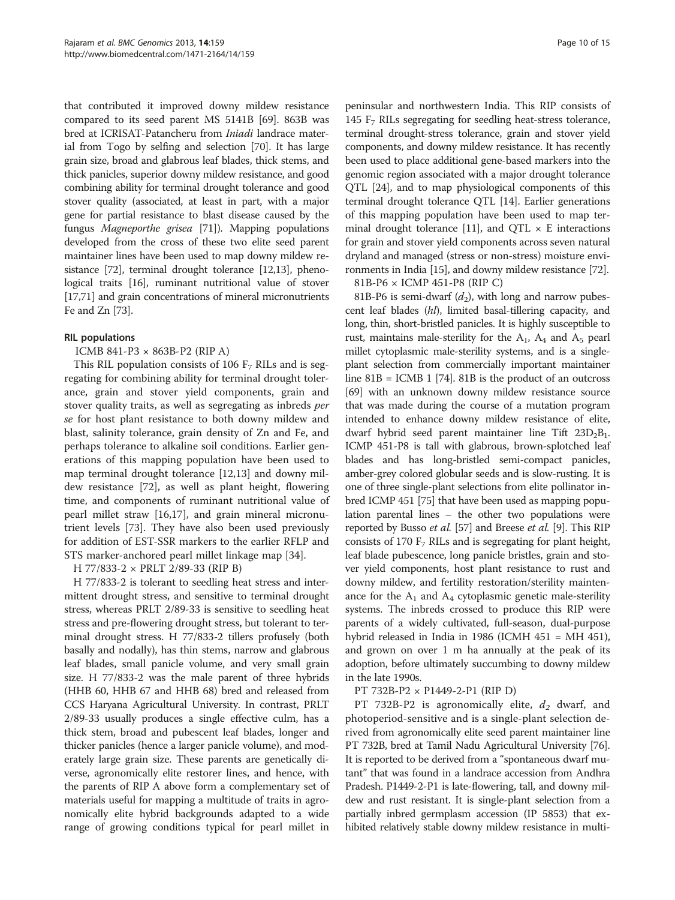that contributed it improved downy mildew resistance compared to its seed parent MS 5141B [69]. 863B was bred at ICRISAT-Patancheru from *Iniadi* landrace material from Togo by selfing and selection [70]. It has large grain size, broad and glabrous leaf blades, thick stems, and thick panicles, superior downy mildew resistance, and good combining ability for terminal drought tolerance and good stover quality (associated, at least in part, with a major gene for partial resistance to blast disease caused by the fungus *Magneporthe grisea* [71]). Mapping populations developed from the cross of these two elite seed parent maintainer lines have been used to map downy mildew resistance [72], terminal drought tolerance [12,13], phenological traits [16], ruminant nutritional value of stover [17,71] and grain concentrations of mineral micronutrients Fe and Zn [73].

#### RIL populations

ICMB 841-P3 × 863B-P2 (RIP A)

This RIL population consists of 106 $F_7$ RILs and is segregating for combining ability for terminal drought tolerance, grain and stover yield components, grain and stover quality traits, as well as segregating as inbreds *per se* for host plant resistance to both downy mildew and blast, salinity tolerance, grain density of Zn and Fe, and perhaps tolerance to alkaline soil conditions. Earlier generations of this mapping population have been used to map terminal drought tolerance [12,13] and downy mildew resistance [72], as well as plant height, flowering time, and components of ruminant nutritional value of pearl millet straw [16,17], and grain mineral micronutrient levels [73]. They have also been used previously for addition of EST-SSR markers to the earlier RFLP and STS marker-anchored pearl millet linkage map [34].

H 77/833-2 × PRLT 2/89-33 (RIP B)

H 77/833-2 is tolerant to seedling heat stress and intermittent drought stress, and sensitive to terminal drought stress, whereas PRLT 2/89-33 is sensitive to seedling heat stress and pre-flowering drought stress, but tolerant to terminal drought stress. H 77/833-2 tillers profusely (both basally and nodally), has thin stems, narrow and glabrous leaf blades, small panicle volume, and very small grain size. H 77/833-2 was the male parent of three hybrids (HHB 60, HHB 67 and HHB 68) bred and released from CCS Haryana Agricultural University. In contrast, PRLT 2/89-33 usually produces a single effective culm, has a thick stem, broad and pubescent leaf blades, longer and thicker panicles (hence a larger panicle volume), and moderately large grain size. These parents are genetically diverse, agronomically elite restorer lines, and hence, with the parents of RIP A above form a complementary set of materials useful for mapping a multitude of traits in agronomically elite hybrid backgrounds adapted to a wide range of growing conditions typical for pearl millet in peninsular and northwestern India. This RIP consists of 145 $F_7$ RILs segregating for seedling heat-stress tolerance, terminal drought-stress tolerance, grain and stover yield components, and downy mildew resistance. It has recently been used to place additional gene-based markers into the genomic region associated with a major drought tolerance QTL [24], and to map physiological components of this terminal drought tolerance QTL [14]. Earlier generations of this mapping population have been used to map terminal drought tolerance [11], and QTL × E interactions for grain and stover yield components across seven natural dryland and managed (stress or non-stress) moisture environments in India [15], and downy mildew resistance [72].

81B-P6 × ICMP 451-P8 (RIP C)

81B-P6 is semi-dwarf ($d_2$), with long and narrow pubescent leaf blades (*hl*), limited basal-tillering capacity, and long, thin, short-bristled panicles. It is highly susceptible to rust, maintains male-sterility for the $A_1$, $A_4$ and $A_5$ pearl millet cytoplasmic male-sterility systems, and is a single-plant selection from commercially important maintainer line 81B = ICMB 1 [74]. 81B is the product of an outcross [69] with an unknown downy mildew resistance source that was made during the course of a mutation program intended to enhance downy mildew resistance of elite, dwarf hybrid seed parent maintainer line Tift $23D_2B_1$. ICMP 451-P8 is tall with glabrous, brown-splotched leaf blades and has long-bristled semi-compact panicles, amber-grey colored globular seeds and is slow-rusting. It is one of three single-plant selections from elite pollinator inbred ICMP 451 [75] that have been used as mapping population parental lines – the other two populations were reported by Busso *et al.* [57] and Breese *et al.* [9]. This RIP consists of 170 $F_7$ RILs and is segregating for plant height, leaf blade pubescence, long panicle bristles, grain and stover yield components, host plant resistance to rust and downy mildew, and fertility restoration/sterility maintenance for the $A_1$ and $A_4$ cytoplasmic genetic male-sterility systems. The inbreds crossed to produce this RIP were parents of a widely cultivated, full-season, dual-purpose hybrid released in India in 1986 (ICMH 451 = MH 451), and grown on over 1 m ha annually at the peak of its adoption, before ultimately succumbing to downy mildew in the late 1990s.

PT 732B-P2 × P1449-2-P1 (RIP D)

PT 732B-P2 is agronomically elite, $d_2$ dwarf, and photoperiod-sensitive and is a single-plant selection derived from agronomically elite seed parent maintainer line PT 732B, bred at Tamil Nadu Agricultural University [76]. It is reported to be derived from a "spontaneous dwarf mutant" that was found in a landrace accession from Andhra Pradesh. P1449-2-P1 is late-flowering, tall, and downy mildew and rust resistant. It is single-plant selection from a partially inbred germplasm accession (IP 5853) that exhibited relatively stable downy mildew resistance in multi-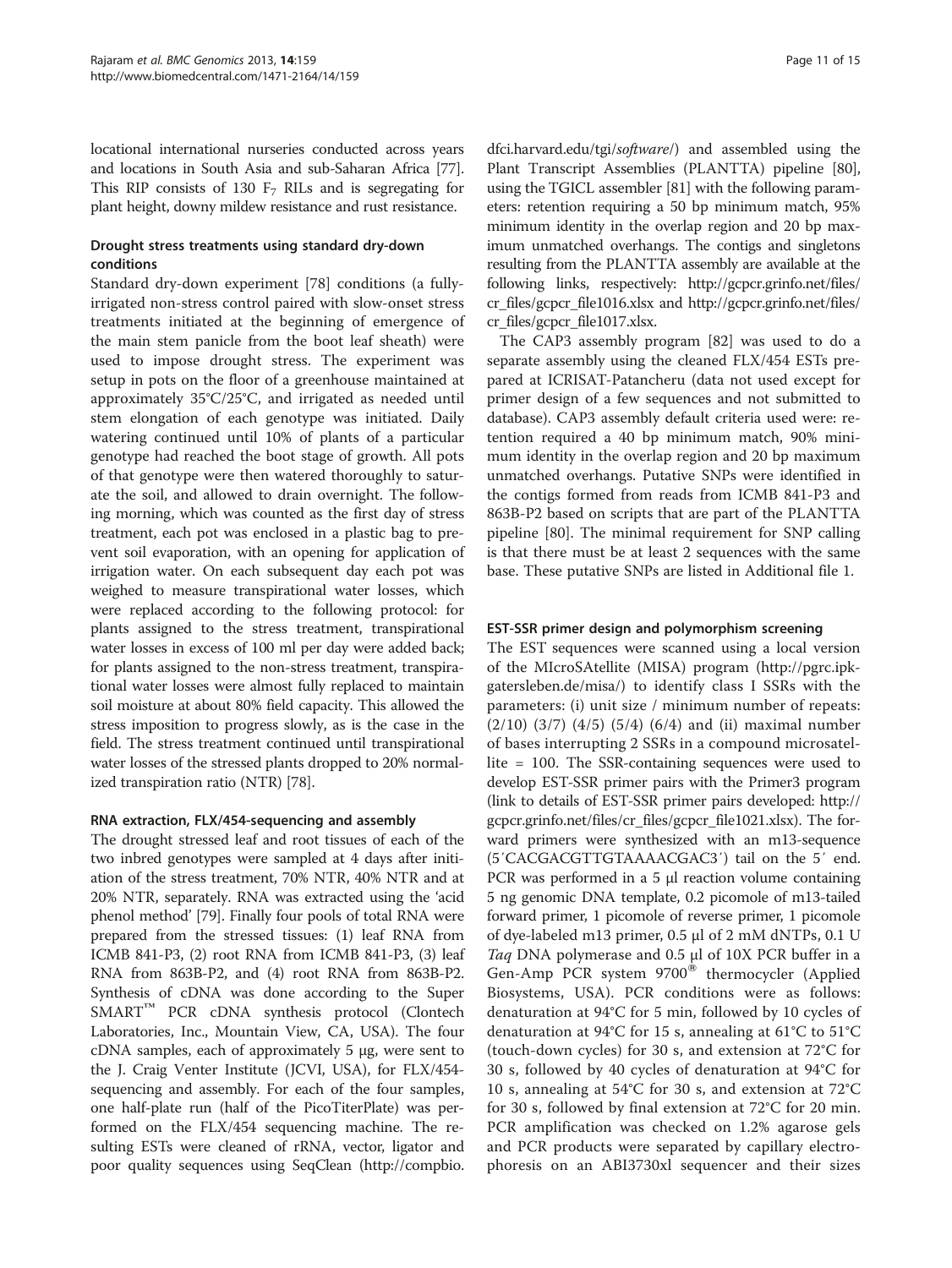locational international nurseries conducted across years and locations in South Asia and sub-Saharan Africa [77]. This RIP consists of 130 $F_7$ RILs and is segregating for plant height, downy mildew resistance and rust resistance.

### Drought stress treatments using standard dry-down conditions

Standard dry-down experiment [78] conditions (a fully-irrigated non-stress control paired with slow-onset stress treatments initiated at the beginning of emergence of the main stem panicle from the boot leaf sheath) were used to impose drought stress. The experiment was setup in pots on the floor of a greenhouse maintained at approximately 35°C/25°C, and irrigated as needed until stem elongation of each genotype was initiated. Daily watering continued until 10% of plants of a particular genotype had reached the boot stage of growth. All pots of that genotype were then watered thoroughly to saturate the soil, and allowed to drain overnight. The following morning, which was counted as the first day of stress treatment, each pot was enclosed in a plastic bag to prevent soil evaporation, with an opening for application of irrigation water. On each subsequent day each pot was weighed to measure transpirational water losses, which were replaced according to the following protocol: for plants assigned to the stress treatment, transpirational water losses in excess of 100 ml per day were added back; for plants assigned to the non-stress treatment, transpirational water losses were almost fully replaced to maintain soil moisture at about 80% field capacity. This allowed the stress imposition to progress slowly, as is the case in the field. The stress treatment continued until transpirational water losses of the stressed plants dropped to 20% normalized transpiration ratio (NTR) [78].

### RNA extraction, FLX/454-sequencing and assembly

The drought stressed leaf and root tissues of each of the two inbred genotypes were sampled at 4 days after initiation of the stress treatment, 70% NTR, 40% NTR and at 20% NTR, separately. RNA was extracted using the 'acid phenol method' [79]. Finally four pools of total RNA were prepared from the stressed tissues: (1) leaf RNA from ICMB 841-P3, (2) root RNA from ICMB 841-P3, (3) leaf RNA from 863B-P2, and (4) root RNA from 863B-P2. Synthesis of cDNA was done according to the Super SMART™ PCR cDNA synthesis protocol (Clontech Laboratories, Inc., Mountain View, CA, USA). The four cDNA samples, each of approximately 5 μg, were sent to the J. Craig Venter Institute (JCVI, USA), for FLX/454-sequencing and assembly. For each of the four samples, one half-plate run (half of the PicoTiterPlate) was performed on the FLX/454 sequencing machine. The resulting ESTs were cleaned of rRNA, vector, ligator and poor quality sequences using SeqClean (http://compbio.dfci.harvard.edu/tgi/*software*/) and assembled using the Plant Transcript Assemblies (PLANTTA) pipeline [80], using the TGICL assembler [81] with the following parameters: retention requiring a 50 bp minimum match, 95% minimum identity in the overlap region and 20 bp maximum unmatched overhangs. The contigs and singletons resulting from the PLANTTA assembly are available at the following links, respectively: http://gcpcr.grinfo.net/files/cr_files/gcpcr_file1016.xlsx and http://gcpcr.grinfo.net/files/cr_files/gcpcr_file1017.xlsx.

The CAP3 assembly program [82] was used to do a separate assembly using the cleaned FLX/454 ESTs prepared at ICRISAT-Patancheru (data not used except for primer design of a few sequences and not submitted to database). CAP3 assembly default criteria used were: retention required a 40 bp minimum match, 90% minimum identity in the overlap region and 20 bp maximum unmatched overhangs. Putative SNPs were identified in the contigs formed from reads from ICMB 841-P3 and 863B-P2 based on scripts that are part of the PLANTTA pipeline [80]. The minimal requirement for SNP calling is that there must be at least 2 sequences with the same base. These putative SNPs are listed in Additional file 1.

### EST-SSR primer design and polymorphism screening

The EST sequences were scanned using a local version of the MIcroSAtellite (MISA) program (http://pgrc.ipk-gatersleben.de/misa/) to identify class I SSRs with the parameters: (i) unit size / minimum number of repeats: (2/10) (3/7) (4/5) (5/4) (6/4) and (ii) maximal number of bases interrupting 2 SSRs in a compound microsatellite = 100. The SSR-containing sequences were used to develop EST-SSR primer pairs with the Primer3 program (link to details of EST-SSR primer pairs developed: http://gcpcr.grinfo.net/files/cr_files/gcpcr_file1021.xlsx). The forward primers were synthesized with an m13-sequence (5′CACGACGTTGTAAAACGAC3′) tail on the 5′ end. PCR was performed in a 5 μl reaction volume containing 5 ng genomic DNA template, 0.2 picomole of m13-tailed forward primer, 1 picomole of reverse primer, 1 picomole of dye-labeled m13 primer, 0.5 μl of 2 mM dNTPs, 0.1 U *Taq* DNA polymerase and 0.5 μl of 10X PCR buffer in a Gen-Amp PCR system 9700® thermocycler (Applied Biosystems, USA). PCR conditions were as follows: denaturation at 94°C for 5 min, followed by 10 cycles of denaturation at 94°C for 15 s, annealing at 61°C to 51°C (touch-down cycles) for 30 s, and extension at 72°C for 30 s, followed by 40 cycles of denaturation at 94°C for 10 s, annealing at 54°C for 30 s, and extension at 72°C for 30 s, followed by final extension at 72°C for 20 min. PCR amplification was checked on 1.2% agarose gels and PCR products were separated by capillary electrophoresis on an ABI3730xl sequencer and their sizes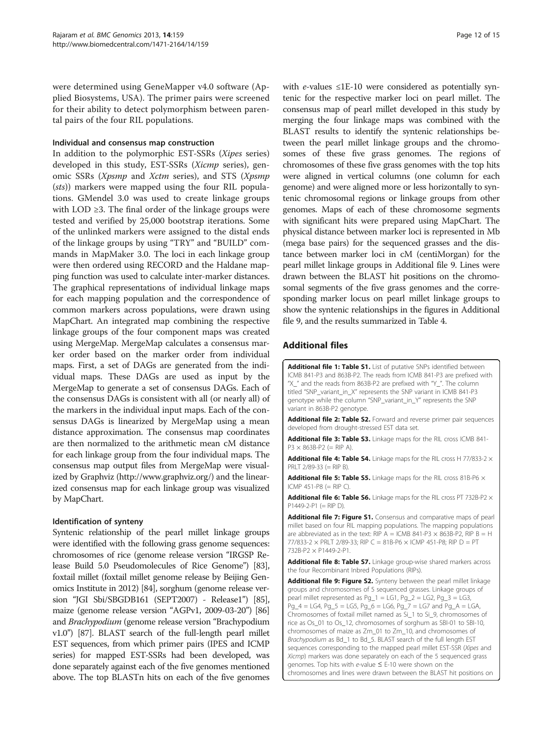were determined using GeneMapper v4.0 software (Applied Biosystems, USA). The primer pairs were screened for their ability to detect polymorphism between parental pairs of the four RIL populations.

### Individual and consensus map construction

In addition to the polymorphic EST-SSRs (*Xipes* series) developed in this study, EST-SSRs (*Xicmp* series), genomic SSRs (*Xpsmp* and *Xctm* series), and STS (*Xpsmp* (*sts*)) markers were mapped using the four RIL populations. GMendel 3.0 was used to create linkage groups with LOD ≥3. The final order of the linkage groups were tested and verified by 25,000 bootstrap iterations. Some of the unlinked markers were assigned to the distal ends of the linkage groups by using "TRY" and "BUILD" commands in MapMaker 3.0. The loci in each linkage group were then ordered using RECORD and the Haldane mapping function was used to calculate inter-marker distances. The graphical representations of individual linkage maps for each mapping population and the correspondence of common markers across populations, were drawn using MapChart. An integrated map combining the respective linkage groups of the four component maps was created using MergeMap. MergeMap calculates a consensus marker order based on the marker order from individual maps. First, a set of DAGs are generated from the individual maps. These DAGs are used as input by the MergeMap to generate a set of consensus DAGs. Each of the consensus DAGs is consistent with all (or nearly all) of the markers in the individual input maps. Each of the consensus DAGs is linearized by MergeMap using a mean distance approximation. The consensus map coordinates are then normalized to the arithmetic mean cM distance for each linkage group from the four individual maps. The consensus map output files from MergeMap were visualized by Graphviz (http://www.graphviz.org/) and the linearized consensus map for each linkage group was visualized by MapChart.

### Identification of synteny

Syntenic relationship of the pearl millet linkage groups were identified with the following grass genome sequences: chromosomes of rice (genome release version "IRGSP Release Build 5.0 Pseudomolecules of Rice Genome") [83], foxtail millet (foxtail millet genome release by Beijing Genomics Institute in 2012) [84], sorghum (genome release version "JGI Sbi/SBGDB161 (SEPT2007) - Release1") [85], maize (genome release version "AGPv1, 2009-03-20") [86] and *Brachypodium* (genome release version "Brachypodium v1.0") [87]. BLAST search of the full-length pearl millet EST sequences, from which primer pairs (IPES and ICMP series) for mapped EST-SSRs had been developed, was done separately against each of the five genomes mentioned above. The top BLASTn hits on each of the five genomes with *e*-values ≤1E-10 were considered as potentially syntenic for the respective marker loci on pearl millet. The consensus map of pearl millet developed in this study by merging the four linkage maps was combined with the BLAST results to identify the syntenic relationships between the pearl millet linkage groups and the chromosomes of these five grass genomes. The regions of chromosomes of these five grass genomes with the top hits were aligned in vertical columns (one column for each genome) and were aligned more or less horizontally to syntenic chromosomal regions or linkage groups from other genomes. Maps of each of these chromosome segments with significant hits were prepared using MapChart. The physical distance between marker loci is represented in Mb (mega base pairs) for the sequenced grasses and the distance between marker loci in cM (centiMorgan) for the pearl millet linkage groups in Additional file 9. Lines were drawn between the BLAST hit positions on the chromosomal segments of the five grass genomes and the corresponding marker locus on pearl millet linkage groups to show the syntenic relationships in the figures in Additional file 9, and the results summarized in Table 4.

## Additional files

**Additional file 1: Table S1.** List of putative SNPs identified between ICMB 841-P3 and 863B-P2. The reads from ICMB 841-P3 are prefixed with "X_" and the reads from 863B-P2 are prefixed with "Y_". The column titled "SNP_variant_in_X" represents the SNP variant in ICMB 841-P3 genotype while the column "SNP_variant_in_Y" represents the SNP variant in 863B-P2 genotype.

**Additional file 2: Table S2.** Forward and reverse primer pair sequences developed from drought-stressed EST data set.

**Additional file 3: Table S3.** Linkage maps for the RIL cross ICMB 841-P3 × 863B-P2 (= RIP A).

**Additional file 4: Table S4.** Linkage maps for the RIL cross H 77/833-2 × PRLT 2/89-33 (= RIP B).

**Additional file 5: Table S5.** Linkage maps for the RIL cross 81B-P6 × ICMP 451-P8 (= RIP C).

**Additional file 6: Table S6.** Linkage maps for the RIL cross PT 732B-P2 × P1449-2-P1 (= RIP D).

**Additional file 7: Figure S1.** Consensus and comparative maps of pearl millet based on four RIL mapping populations. The mapping populations are abbreviated as in the text: RIP A = ICMB 841-P3 × 863B-P2, RIP B = H 77/833-2 × PRLT 2/89-33; RIP C = 81B-P6 × ICMP 451-P8; RIP D = PT 732B-P2 × P1449-2-P1.

**Additional file 8: Table S7.** Linkage group-wise shared markers across the four Recombinant Inbred Populations (RIPs).

**Additional file 9: Figure S2.** Synteny between the pearl millet linkage groups and chromosomes of 5 sequenced grasses. Linkage groups of pearl millet represented as Pg_1 = LG1, Pg_2 = LG2, Pg_3 = LG3, Pg_4 = LG4, Pg_5 = LG5, Pg_6 = LG6, Pg_7 = LG7 and Pg_A = LGA, Chromosomes of foxtail millet named as Si_1 to Si_9, chromosomes of rice as Os_01 to Os_12, chromosomes of sorghum as SBI-01 to SBI-10, chromosomes of maize as Zm_01 to Zm_10, and chromosomes of *Brachypodium* as Bd_1 to Bd_5. BLAST search of the full length EST sequences corresponding to the mapped pearl millet EST-SSR (*Xipes* and *Xicmp*) markers was done separately on each of the 5 sequenced grass genomes. Top hits with *e*-value ≤ E-10 were shown on the chromosomes and lines were drawn between the BLAST hit positions on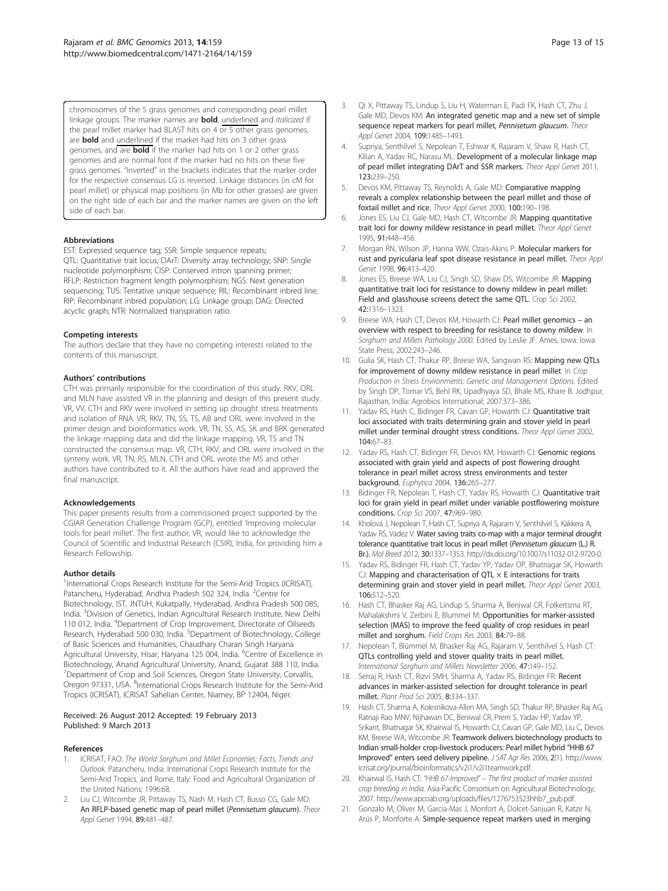chromosomes of the 5 grass genomes and corresponding pearl millet linkage groups. The marker names are **_*bold, underlined and italicized*_** if the pearl millet marker had BLAST hits on 4 or 5 other grass genomes, are **_bold and underlined_** if the marker had hits on 3 other grass genomes, and are **bold** if the marker had hits on 1 or 2 other grass genomes and are normal font if the marker had no hits on these five grass genomes. "Inverted" in the brackets indicates that the marker order for the respective consensus LG is reversed. Linkage distances (in cM for pearl millet) or physical map positions (in Mb for other grasses) are given on the right side of each bar and the marker names are given on the left side of each bar.

## Abbreviations

EST: Expressed sequence tag; SSR: Simple sequence repeats; QTL: Quantitative trait locus; DArT: Diversity array technology; SNP: Single nucleotide polymorphism; CISP: Conserved intron spanning primer; RFLP: Restriction fragment length polymorphism; NGS: Next generation sequencing; TUS: Tentative unique sequence; RIL: Recombinant inbred line; RIP: Recombinant inbred population; LG: Linkage group; DAG: Directed acyclic graph; NTR: Normalized transpiration ratio.

## Competing interests

The authors declare that they have no competing interests related to the contents of this manuscript.

## Authors' contributions

CTH was primarily responsible for the coordination of this study. RKV, ORL and MLN have assisted VR in the planning and design of this present study. VR, VV, CTH and RKV were involved in setting up drought stress treatments and isolation of RNA. VR, RKV, TN, SS, TS, AB and ORL were involved in the primer design and bioinformatics work. VR, TN, SS, AS, SK and BRK generated the linkage mapping data and did the linkage mapping. VR, TS and TN constructed the consensus map. VR, CTH, RKV, and ORL were involved in the synteny work. VR, TN, RS, MLN, CTH and ORL wrote the MS and other authors have contributed to it. All the authors have read and approved the final manuscript.

## Acknowledgements

This paper presents results from a commissioned project supported by the CGIAR Generation Challenge Program (GCP), entitled 'Improving molecular tools for pearl millet'. The first author, VR, would like to acknowledge the Council of Scientific and Industrial Research (CSIR), India, for providing him a Research Fellowship.

## Author details

[1]International Crops Research Institute for the Semi-Arid Tropics (ICRISAT), Patancheru, Hyderabad, Andhra Pradesh 502 324, India. [2]Centre for Biotechnology, IST, JNTUH, Kukatpally, Hyderabad, Andhra Pradesh 500 085, India. [3]Division of Genetics, Indian Agricultural Research Institute, New Delhi 110 012, India. [4]Department of Crop Improvement, Directorate of Oilseeds Research, Hyderabad 500 030, India. [5]Department of Biotechnology, College of Basic Sciences and Humanities, Chaudhary Charan Singh Haryana Agricultural University, Hisar, Haryana 125 004, India. [6]Centre of Excellence in Biotechnology, Anand Agricultural University, Anand, Gujarat 388 110, India. [7]Department of Crop and Soil Sciences, Oregon State University, Corvallis, Oregon 97331, USA. [8]International Crops Research Institute for the Semi-Arid Tropics (ICRISAT), ICRISAT Sahelian Center, Niamey, BP 12404, Niger.

Received: 26 August 2012 Accepted: 19 February 2013
Published: 9 March 2013

## References

1. ICRISAT, FAO: *The World Sorghum and Millet Economies: Facts, Trends and Outlook.* Patancheru, India: International Crops Research Institute for the Semi-Arid Tropics, and Rome, Italy: Food and Agricultural Organization of the United Nations; 1996:68.
2. Liu CJ, Witcombe JR, Pittaway TS, Nash M, Hash CT, Busso CG, Gale MD: **An RFLP-based genetic map of pearl millet (*Pennisetum glaucum*).** *Theor Appl Genet* 1994, **89:**481–487.
3. Qi X, Pittaway TS, Lindup S, Liu H, Waterman E, Padi FK, Hash CT, Zhu J, Gale MD, Devos KM: **An integrated genetic map and a new set of simple sequence repeat markers for pearl millet, *Pennisetum glaucum*.** *Theor Appl Genet* 2004, **109:**1485–1493.
4. Supriya, Senthilvel S, Nepolean T, Eshwar K, Rajaram V, Shaw R, Hash CT, Kilian A, Yadav RC, Narasu ML: **Development of a molecular linkage map of pearl millet integrating DArT and SSR markers.** *Theor Appl Genet* 2011, **123:**239–250.
5. Devos KM, Pittaway TS, Reynolds A, Gale MD: **Comparative mapping reveals a complex relationship between the pearl millet and those of foxtail millet and rice.** *Theor Appl Genet* 2000, **100:**190–198.
6. Jones ES, Liu CJ, Gale MD, Hash CT, Witcombe JR: **Mapping quantitative trait loci for downy mildew resistance in pearl millet.** *Theor Appl Genet* 1995, **91:**448–456.
7. Morgan RN, Wilson JP, Hanna WW, Ozais-Akins P: **Molecular markers for rust and pyricularia leaf spot disease resistance in pearl millet.** *Theor Appl Genet* 1998, **96:**413–420.
8. Jones ES, Breese WA, Liu CJ, Singh SD, Shaw DS, Witcombe JR: **Mapping quantitative trait loci for resistance to downy mildew in pearl millet: Field and glasshouse screens detect the same QTL.** *Crop Sci* 2002, **42:**1316–1323.
9. Breese WA, Hash CT, Devos KM, Howarth CJ: **Pearl millet genomics – an overview with respect to breeding for resistance to downy mildew**. In *Sorghum and Millets Pathology 2000*. Edited by Leslie JF. Ames, Iowa: Iowa State Press; 2002:243–246.
10. Gulia SK, Hash CT, Thakur RP, Breese WA, Sangwan RS: **Mapping new QTLs for improvement of downy mildew resistance in pearl millet**. In *Crop Production in Stress Environments: Genetic and Management Options*. Edited by Singh DP, Tomar VS, Behl RK, Upadhyaya SD, Bhale MS, Khare B. Jodhpur, Rajasthan, India: Agrobios International; 2007:373–386.
11. Yadav RS, Hash C, Bidinger FR, Cavan GP, Howarth CJ: **Quantitative trait loci associated with traits determining grain and stover yield in pearl millet under terminal drought stress conditions.** *Theor Appl Genet* 2002, **104:**67–83.
12. Yadav RS, Hash CT, Bidinger FR, Devos KM, Howarth CJ: **Genomic regions associated with grain yield and aspects of post flowering drought tolerance in pearl millet across stress environments and tester background.** *Euphytica* 2004, **136:**265–277.
13. Bidinger FR, Nepolean T, Hash CT, Yadav RS, Howarth CJ: **Quantitative trait loci for grain yield in pearl millet under variable postflowering moisture conditions.** *Crop Sci* 2007, **47:**969–980.
14. Kholová J, Nepolean T, Hash CT, Supriya A, Rajaram V, Senthilvel S, Kakkera A, Yadav RS, Vadez V: **Water saving traits co-map with a major terminal drought tolerance quantitative trait locus in pearl millet (*Pennisetum glaucum* (L.) R. Br.).** *Mol Breed* 2012, **30:**1337–1353. http://dx.doi.org/10.1007/s11032-012-9720-0.
15. Yadav RS, Bidinger FR, Hash CT, Yadav YP, Yadav OP, Bhatnagar SK, Howarth CJ: **Mapping and characterisation of QTL × E interactions for traits determining grain and stover yield in pearl millet.** *Theor Appl Genet* 2003, **106:**512–520.
16. Hash CT, Bhasker Raj AG, Lindup S, Sharma A, Beniwal CR, Folkertsma RT, Mahalakshmi V, Zerbini E, Blummel M: **Opportunities for marker-assisted selection (MAS) to improve the feed quality of crop residues in pearl millet and sorghum.** *Field Crops Res* 2003, **84:**79–88.
17. Nepolean T, Blümmel M, Bhasker Raj AG, Rajaram V, Senthilvel S, Hash CT: **QTLs controlling yield and stover quality traits in pearl millet.** *International Sorghum and Millets Newsletter* 2006, **47:**149–152.
18. Serraj R, Hash CT, Rizvi SMH, Sharma A, Yadav RS, Bidinger FR: **Recent advances in marker-assisted selection for drought tolerance in pearl millet.** *Plant Prod Sci* 2005, **8:**334–337.
19. Hash CT, Sharma A, Kolesnikova-Allen MA, Singh SD, Thakur RP, Bhasker Raj AG, Ratnaji Rao MNV, Nijhawan DC, Beniwal CR, Prem S, Yadav HP, Yadav YP, Srikant, Bhatnagar SK, Khairwal IS, Howarth CJ, Cavan GP, Gale MD, Liu C, Devos KM, Breese WA, Witcombe JR: **Teamwork delivers biotechnology products to Indian small-holder crop-livestock producers: Pearl millet hybrid "HHB 67 Improved" enters seed delivery pipeline.** *J SAT Agr Res* 2006, **2**(1). http://www.icrisat.org/journal/bioinformatics/v2i1/v2i1teamwork.pdf.
20. Khairwal IS, Hash CT: *"HHB 67-Improved" – The first product of marker assisted crop breeding in India.* Asia-Pacific Consortium on Agricultural Biotechnology; 2007. http://www.apcoab.org/uploads/files/1276753523hhb7_pub.pdf.
21. Gonzalo M, Oliver M, Garcia-Mas J, Monfort A, Dolcet-Sanjuan R, Katzir N, Arús P, Monforte A: **Simple-sequence repeat markers used in merging**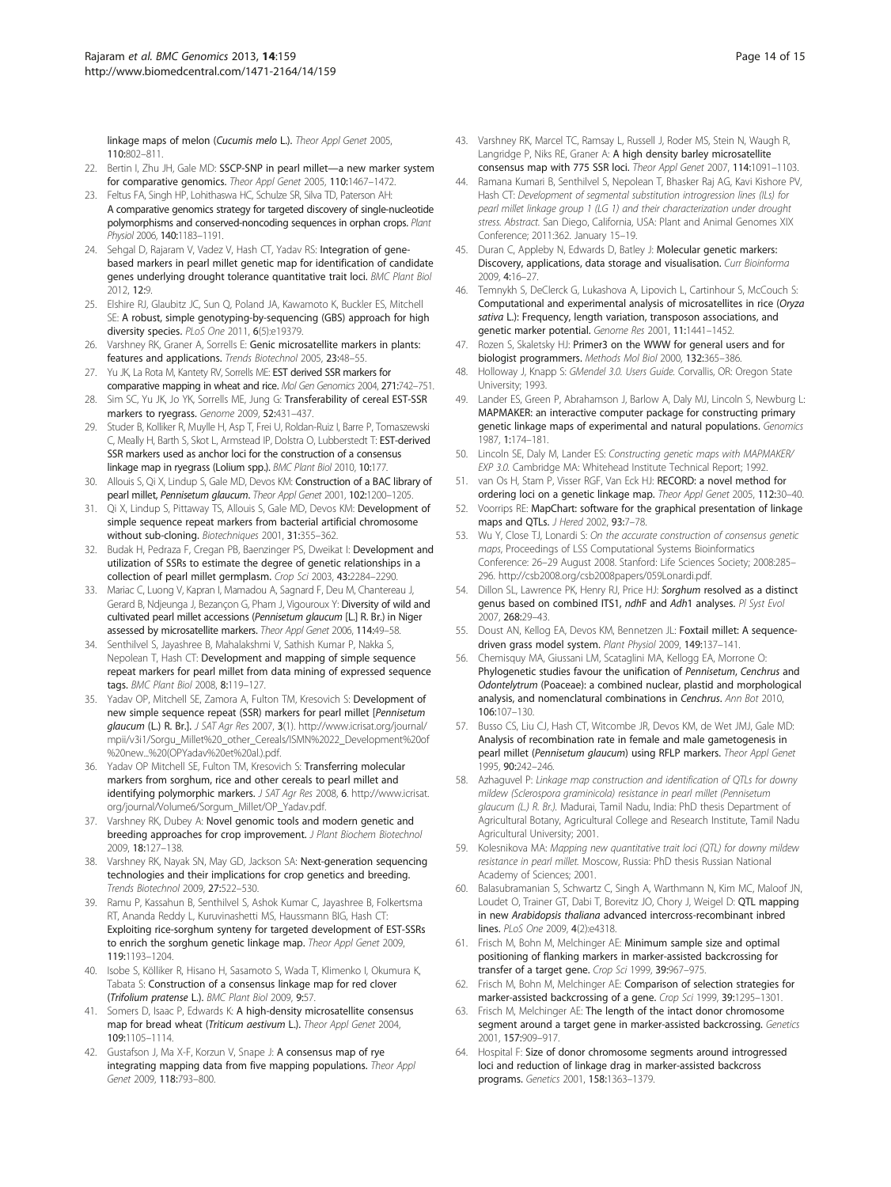linkage maps of melon (*Cucumis melo* L.). *Theor Appl Genet* 2005, **110:**802–811.

22. Bertin I, Zhu JH, Gale MD: **SSCP-SNP in pearl millet—a new marker system for comparative genomics.** *Theor Appl Genet* 2005, **110:**1467–1472.
23. Feltus FA, Singh HP, Lohithaswa HC, Schulze SR, Silva TD, Paterson AH: **A comparative genomics strategy for targeted discovery of single-nucleotide polymorphisms and conserved-noncoding sequences in orphan crops.** *Plant Physiol* 2006, **140:**1183–1191.
24. Sehgal D, Rajaram V, Vadez V, Hash CT, Yadav RS: **Integration of gene-based markers in pearl millet genetic map for identification of candidate genes underlying drought tolerance quantitative trait loci.** *BMC Plant Biol* 2012, **12:**9.
25. Elshire RJ, Glaubitz JC, Sun Q, Poland JA, Kawamoto K, Buckler ES, Mitchell SE: **A robust, simple genotyping-by-sequencing (GBS) approach for high diversity species.** *PLoS One* 2011, **6**(5):e19379.
26. Varshney RK, Graner A, Sorrells E: **Genic microsatellite markers in plants: features and applications.** *Trends Biotechnol* 2005, **23:**48–55.
27. Yu JK, La Rota M, Kantety RV, Sorrells ME: **EST derived SSR markers for comparative mapping in wheat and rice.** *Mol Gen Genomics* 2004, **271:**742–751.
28. Sim SC, Yu JK, Jo YK, Sorrells ME, Jung G: **Transferability of cereal EST-SSR markers to ryegrass.** *Genome* 2009, **52:**431–437.
29. Studer B, Kolliker R, Muylle H, Asp T, Frei U, Roldan-Ruiz I, Barre P, Tomaszewski C, Meally H, Barth S, Skot L, Armstead IP, Dolstra O, Lubberstedt T: **EST-derived SSR markers used as anchor loci for the construction of a consensus linkage map in ryegrass (Lolium spp.).** *BMC Plant Biol* 2010, **10:**177.
30. Allouis S, Qi X, Lindup S, Gale MD, Devos KM: **Construction of a BAC library of pearl millet, *Pennisetum glaucum*.** *Theor Appl Genet* 2001, **102:**1200–1205.
31. Qi X, Lindup S, Pittaway TS, Allouis S, Gale MD, Devos KM: **Development of simple sequence repeat markers from bacterial artificial chromosome without sub-cloning.** *Biotechniques* 2001, **31:**355–362.
32. Budak H, Pedraza F, Cregan PB, Baenzinger PS, Dweikat I: **Development and utilization of SSRs to estimate the degree of genetic relationships in a collection of pearl millet germplasm.** *Crop Sci* 2003, **43:**2284–2290.
33. Mariac C, Luong V, Kapran I, Mamadou A, Sagnard F, Deu M, Chantereau J, Gerard B, Ndjeunga J, Bezançon G, Pham J, Vigouroux Y: **Diversity of wild and cultivated pearl millet accessions (*Pennisetum glaucum* [L.] R. Br.) in Niger assessed by microsatellite markers.** *Theor Appl Genet* 2006, **114:**49–58.
34. Senthilvel S, Jayashree B, Mahalakshmi V, Sathish Kumar P, Nakka S, Nepolean T, Hash CT: **Development and mapping of simple sequence repeat markers for pearl millet from data mining of expressed sequence tags.** *BMC Plant Biol* 2008, **8:**119–127.
35. Yadav OP, Mitchell SE, Zamora A, Fulton TM, Kresovich S: **Development of new simple sequence repeat (SSR) markers for pearl millet [*Pennisetum glaucum* (L.) R. Br.].** *J SAT Agr Res* 2007, **3**(1). http://www.icrisat.org/journal/mpii/v3i1/Sorgu_Millet%20_other_Cereals/ISMN%2022_Development%20of%20new..%20(OPYadav%20et%20al.).pdf.
36. Yadav OP Mitchell SE, Fulton TM, Kresovich S: **Transferring molecular markers from sorghum, rice and other cereals to pearl millet and identifying polymorphic markers.** *J SAT Agr Res* 2008, **6**. http://www.icrisat.org/journal/Volume6/Sorgum_Millet/OP_Yadav.pdf.
37. Varshney RK, Dubey A: **Novel genomic tools and modern genetic and breeding approaches for crop improvement.** *J Plant Biochem Biotechnol* 2009, **18:**127–138.
38. Varshney RK, Nayak SN, May GD, Jackson SA: **Next-generation sequencing technologies and their implications for crop genetics and breeding.** *Trends Biotechnol* 2009, **27:**522–530.
39. Ramu P, Kassahun B, Senthilvel S, Ashok Kumar C, Jayashree B, Folkertsma RT, Ananda Reddy L, Kuruvinashetti MS, Haussmann BIG, Hash CT: **Exploiting rice-sorghum synteny for targeted development of EST-SSRs to enrich the sorghum genetic linkage map.** *Theor Appl Genet* 2009, **119:**1193–1204.
40. Isobe S, Kölliker R, Hisano H, Sasamoto S, Wada T, Klimenko I, Okumura K, Tabata S: **Construction of a consensus linkage map for red clover (*Trifolium pratense* L.).** *BMC Plant Biol* 2009, **9:**57.
41. Somers D, Isaac P, Edwards K: **A high-density microsatellite consensus map for bread wheat (*Triticum aestivum* L.).** *Theor Appl Genet* 2004, **109:**1105–1114.
42. Gustafson J, Ma X-F, Korzun V, Snape J: **A consensus map of rye integrating mapping data from five mapping populations.** *Theor Appl Genet* 2009, **118:**793–800.
43. Varshney RK, Marcel TC, Ramsay L, Russell J, Roder MS, Stein N, Waugh R, Langridge P, Niks RE, Graner A: **A high density barley microsatellite consensus map with 775 SSR loci.** *Theor Appl Genet* 2007, **114:**1091–1103.
44. Ramana Kumari B, Senthilvel S, Nepolean T, Bhasker Raj AG, Kavi Kishore PV, Hash CT: *Development of segmental substitution introgression lines (ILs) for pearl millet linkage group 1 (LG 1) and their characterization under drought stress. Abstract.* San Diego, California, USA: Plant and Animal Genomes XIX Conference; 2011:362. January 15–19.
45. Duran C, Appleby N, Edwards D, Batley J: **Molecular genetic markers: Discovery, applications, data storage and visualisation.** *Curr Bioinforma* 2009, **4:**16–27.
46. Temnykh S, DeClerck G, Lukashova A, Lipovich L, Cartinhour S, McCouch S: **Computational and experimental analysis of microsatellites in rice (*Oryza sativa* L.): Frequency, length variation, transposon associations, and genetic marker potential.** *Genome Res* 2001, **11:**1441–1452.
47. Rozen S, Skaletsky HJ: **Primer3 on the WWW for general users and for biologist programmers.** *Methods Mol Biol* 2000, **132:**365–386.
48. Holloway J, Knapp S: *GMendel 3.0. Users Guide.* Corvallis, OR: Oregon State University; 1993.
49. Lander ES, Green P, Abrahamson J, Barlow A, Daly MJ, Lincoln S, Newburg L: **MAPMAKER: an interactive computer package for constructing primary genetic linkage maps of experimental and natural populations.** *Genomics* 1987, **1:**174–181.
50. Lincoln SE, Daly M, Lander ES: *Constructing genetic maps with MAPMAKER/EXP 3.0.* Cambridge MA: Whitehead Institute Technical Report; 1992.
51. van Os H, Stam P, Visser RGF, Van Eck HJ: **RECORD: a novel method for ordering loci on a genetic linkage map.** *Theor Appl Genet* 2005, **112:**30–40.
52. Voorrips RE: **MapChart: software for the graphical presentation of linkage maps and QTLs.** *J Hered* 2002, **93:**7–78.
53. Wu Y, Close TJ, Lonardi S: *On the accurate construction of consensus genetic maps*, Proceedings of LSS Computational Systems Bioinformatics Conference: 26–29 August 2008. Stanford: Life Sciences Society; 2008:285–296. http://csb2008.org/csb2008papers/059Lonardi.pdf.
54. Dillon SL, Lawrence PK, Henry RJ, Price HJ: ***Sorghum* resolved as a distinct genus based on combined ITS1, *ndh*F and *Adh*1 analyses.** *Pl Syst Evol* 2007, **268:**29–43.
55. Doust AN, Kellog EA, Devos KM, Bennetzen JL: **Foxtail millet: A sequence-driven grass model system.** *Plant Physiol* 2009, **149:**137–141.
56. Chemisquy MA, Giussani LM, Scataglini MA, Kellogg EA, Morrone O: **Phylogenetic studies favour the unification of *Pennisetum*, *Cenchrus* and *Odontelytrum* (Poaceae): a combined nuclear, plastid and morphological analysis, and nomenclatural combinations in *Cenchrus*.** *Ann Bot* 2010, **106:**107–130.
57. Busso CS, Liu CJ, Hash CT, Witcombe JR, Devos KM, de Wet JMJ, Gale MD: **Analysis of recombination rate in female and male gametogenesis in pearl millet (*Pennisetum glaucum*) using RFLP markers.** *Theor Appl Genet* 1995, **90:**242–246.
58. Azhaguvel P: *Linkage map construction and identification of QTLs for downy mildew (Sclerospora graminicola) resistance in pearl millet (Pennisetum glaucum (L.) R. Br.).* Madurai, Tamil Nadu, India: PhD thesis Department of Agricultural Botany, Agricultural College and Research Institute, Tamil Nadu Agricultural University; 2001.
59. Kolesnikova MA: *Mapping new quantitative trait loci (QTL) for downy mildew resistance in pearl millet.* Moscow, Russia: PhD thesis Russian National Academy of Sciences; 2001.
60. Balasubramanian S, Schwartz C, Singh A, Warthmann N, Kim MC, Maloof JN, Loudet O, Trainer GT, Dabi T, Borevitz JO, Chory J, Weigel D: **QTL mapping in new *Arabidopsis thaliana* advanced intercross-recombinant inbred lines.** *PLoS One* 2009, **4**(2):e4318.
61. Frisch M, Bohn M, Melchinger AE: **Minimum sample size and optimal positioning of flanking markers in marker-assisted backcrossing for transfer of a target gene.** *Crop Sci* 1999, **39:**967–975.
62. Frisch M, Bohn M, Melchinger AE: **Comparison of selection strategies for marker-assisted backcrossing of a gene.** *Crop Sci* 1999, **39:**1295–1301.
63. Frisch M, Melchinger AE: **The length of the intact donor chromosome segment around a target gene in marker-assisted backcrossing.** *Genetics* 2001, **157:**909–917.
64. Hospital F: **Size of donor chromosome segments around introgressed loci and reduction of linkage drag in marker-assisted backcross programs.** *Genetics* 2001, **158:**1363–1379.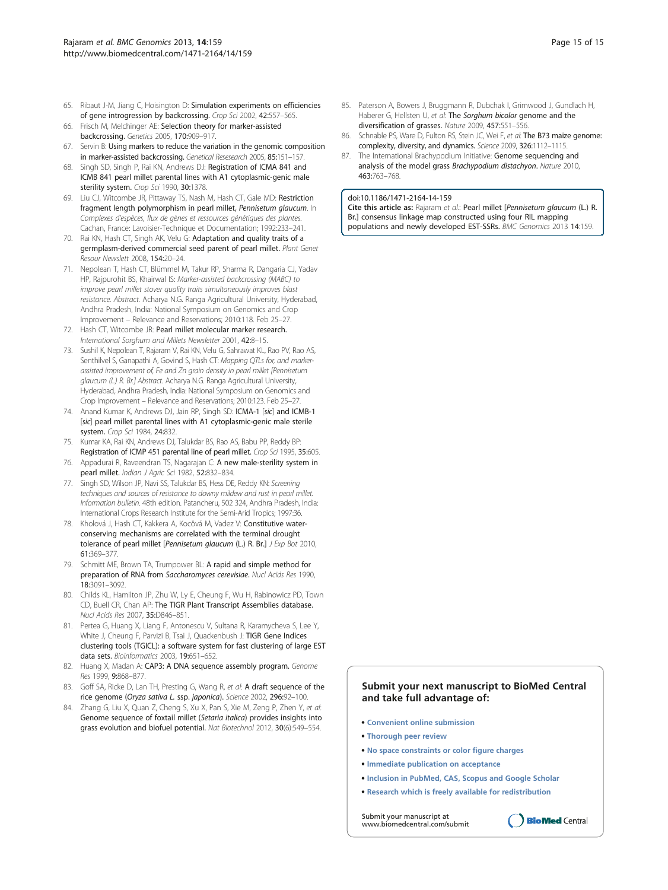65. Ribaut J-M, Jiang C, Hoisington D: Simulation experiments on efficiencies of gene introgression by backcrossing. *Crop Sci* 2002, 42:557–565.
66. Frisch M, Melchinger AE: Selection theory for marker-assisted backcrossing. *Genetics* 2005, 170:909–917.
67. Servin B: Using markers to reduce the variation in the genomic composition in marker-assisted backcrossing. *Genetical Resesearch* 2005, 85:151–157.
68. Singh SD, Singh P, Rai KN, Andrews DJ: Registration of ICMA 841 and ICMB 841 pearl millet parental lines with A1 cytoplasmic-genic male sterility system. *Crop Sci* 1990, 30:1378.
69. Liu CJ, Witcombe JR, Pittaway TS, Nash M, Hash CT, Gale MD: Restriction fragment length polymorphism in pearl millet, *Pennisetum glaucum*. In *Complexes d'espèces, flux de gènes et ressources génétiques des plantes*. Cachan, France: Lavoisier-Technique et Documentation; 1992:233–241.
70. Rai KN, Hash CT, Singh AK, Velu G: Adaptation and quality traits of a germplasm-derived commercial seed parent of pearl millet. *Plant Genet Resour Newslett* 2008, 154:20–24.
71. Nepolean T, Hash CT, Blümmel M, Takur RP, Sharma R, Dangaria CJ, Yadav HP, Rajpurohit BS, Khairwal IS: *Marker-assisted backcrossing (MABC) to improve pearl millet stover quality traits simultaneously improves blast resistance. Abstract.* Acharya N.G. Ranga Agricultural University, Hyderabad, Andhra Pradesh, India: National Symposium on Genomics and Crop Improvement – Relevance and Reservations; 2010:118. Feb 25–27.
72. Hash CT, Witcombe JR: Pearl millet molecular marker research. *International Sorghum and Millets Newsletter* 2001, 42:8–15.
73. Sushil K, Nepolean T, Rajaram V, Rai KN, Velu G, Sahrawat KL, Rao PV, Rao AS, Senthilvel S, Ganapathi A, Govind S, Hash CT: *Mapping QTLs for, and marker-assisted improvement of, Fe and Zn grain density in pearl millet [Pennisetum glaucum (L.) R. Br.] Abstract.* Acharya N.G. Ranga Agricultural University, Hyderabad, Andhra Pradesh, India: National Symposium on Genomics and Crop Improvement – Relevance and Reservations; 2010:123. Feb 25–27.
74. Anand Kumar K, Andrews DJ, Jain RP, Singh SD: ICMA-1 [*sic*] and ICMB-1 [*sic*] pearl millet parental lines with A1 cytoplasmic-genic male sterile system. *Crop Sci* 1984, 24:832.
75. Kumar KA, Rai KN, Andrews DJ, Talukdar BS, Rao AS, Babu PP, Reddy BP: Registration of ICMP 451 parental line of pearl millet. *Crop Sci* 1995, 35:605.
76. Appadurai R, Raveendran TS, Nagarajan C: A new male-sterility system in pearl millet. *Indian J Agric Sci* 1982, 52:832–834.
77. Singh SD, Wilson JP, Navi SS, Talukdar BS, Hess DE, Reddy KN: *Screening techniques and sources of resistance to downy mildew and rust in pearl millet. Information bulletin.* 48th edition. Patancheru, 502 324, Andhra Pradesh, India: International Crops Research Institute for the Semi-Arid Tropics; 1997:36.
78. Kholová J, Hash CT, Kakkera A, Kocõvá M, Vadez V: Constitutive water-conserving mechanisms are correlated with the terminal drought tolerance of pearl millet [*Pennisetum glaucum* (L.) R. Br.] *J Exp Bot* 2010, 61:369–377.
79. Schmitt ME, Brown TA, Trumpower BL: A rapid and simple method for preparation of RNA from *Saccharomyces cerevisiae*. *Nucl Acids Res* 1990, 18:3091–3092.
80. Childs KL, Hamilton JP, Zhu W, Ly E, Cheung F, Wu H, Rabinowicz PD, Town CD, Buell CR, Chan AP: The TIGR Plant Transcript Assemblies database. *Nucl Acids Res* 2007, 35:D846–851.
81. Pertea G, Huang X, Liang F, Antonescu V, Sultana R, Karamycheva S, Lee Y, White J, Cheung F, Parvizi B, Tsai J, Quackenbush J: TIGR Gene Indices clustering tools (TGICL): a software system for fast clustering of large EST data sets. *Bioinformatics* 2003, 19:651–652.
82. Huang X, Madan A: CAP3: A DNA sequence assembly program. *Genome Res* 1999, 9:868–877.
83. Goff SA, Ricke D, Lan TH, Presting G, Wang R, *et al*: A draft sequence of the rice genome (*Oryza sativa L.* ssp. *japonica*). *Science* 2002, 296:92–100.
84. Zhang G, Liu X, Quan Z, Cheng S, Xu X, Pan S, Xie M, Zeng P, Zhen Y, *et al*: Genome sequence of foxtail millet (*Setaria italica*) provides insights into grass evolution and biofuel potential. *Nat Biotechnol* 2012, 30(6):549–554.
85. Paterson A, Bowers J, Bruggmann R, Dubchak I, Grimwood J, Gundlach H, Haberer G, Hellsten U, *et al*: The *Sorghum bicolor* genome and the diversification of grasses. *Nature* 2009, 457:551–556.
86. Schnable PS, Ware D, Fulton RS, Stein JC, Wei F, *et al*: The B73 maize genome: complexity, diversity, and dynamics. *Science* 2009, 326:1112–1115.
87. The International Brachypodium Initiative: Genome sequencing and analysis of the model grass *Brachypodium distachyon*. *Nature* 2010, 463:763–768.

doi:10.1186/1471-2164-14-159

**Cite this article as:** Rajaram *et al.*: Pearl millet [*Pennisetum glaucum* (L.) R. Br.] consensus linkage map constructed using four RIL mapping populations and newly developed EST-SSRs. *BMC Genomics* 2013 **14**:159.

**Submit your next manuscript to BioMed Central and take full advantage of:**

- Convenient online submission
- Thorough peer review
- No space constraints or color figure charges
- Immediate publication on acceptance
- Inclusion in PubMed, CAS, Scopus and Google Scholar
- Research which is freely available for redistribution

Submit your manuscript at www.biomedcentral.com/submit

BioMed Central